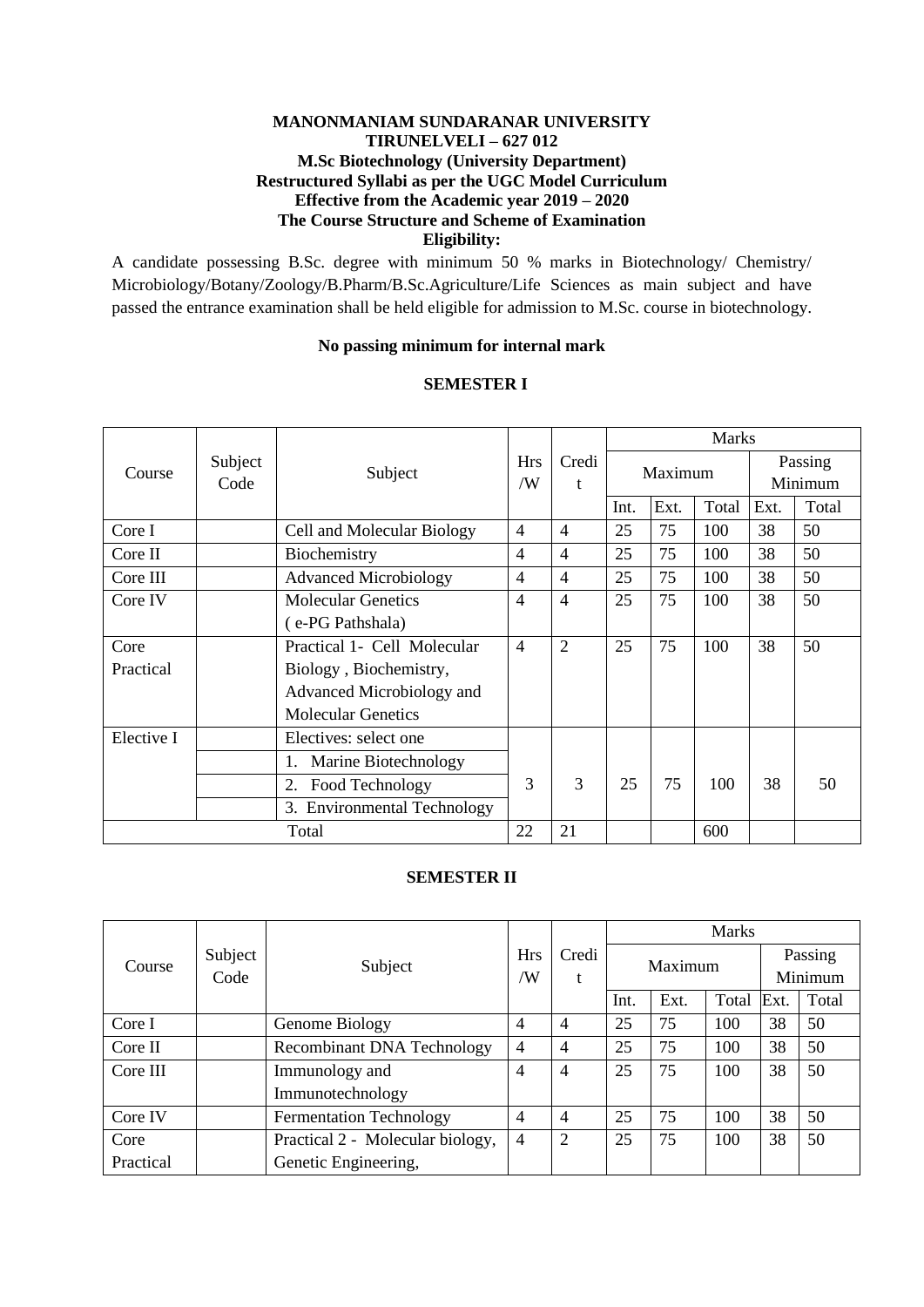**MANONMANIAM SUNDARANAR UNIVERSITY**
**TIRUNELVELI – 627 012**
**M.Sc Biotechnology (University Department)**
**Restructured Syllabi as per the UGC Model Curriculum**
**Effective from the Academic year 2019 – 2020**
**The Course Structure and Scheme of Examination**
**Eligibility:**

A candidate possessing B.Sc. degree with minimum 50 % marks in Biotechnology/ Chemistry/ Microbiology/Botany/Zoology/B.Pharm/B.Sc.Agriculture/Life Sciences as main subject and have passed the entrance examination shall be held eligible for admission to M.Sc. course in biotechnology.

**No passing minimum for internal mark**

**SEMESTER I**

| Course | Subject Code | Subject | Hrs /W | Credit | Marks | | | | |
|---|---|---|---|---|---|---|---|---|---|
| | | | | | Maximum | | | Passing Minimum | |
| | | | | | Int. | Ext. | Total | Ext. | Total |
| Core I | | Cell and Molecular Biology | 4 | 4 | 25 | 75 | 100 | 38 | 50 |
| Core II | | Biochemistry | 4 | 4 | 25 | 75 | 100 | 38 | 50 |
| Core III | | Advanced Microbiology | 4 | 4 | 25 | 75 | 100 | 38 | 50 |
| Core IV | | Molecular Genetics ( e-PG Pathshala) | 4 | 4 | 25 | 75 | 100 | 38 | 50 |
| Core Practical | | Practical 1- Cell Molecular Biology , Biochemistry, Advanced Microbiology and Molecular Genetics | 4 | 2 | 25 | 75 | 100 | 38 | 50 |
| Elective I | | Electives: select one<br>1. Marine Biotechnology<br>2. Food Technology<br>3. Environmental Technology | 3 | 3 | 25 | 75 | 100 | 38 | 50 |
| Total | | | 22 | 21 | | | 600 | | |

**SEMESTER II**

| Course | Subject Code | Subject | Hrs /W | Credit | Marks | | | | |
|---|---|---|---|---|---|---|---|---|---|
| | | | | | Maximum | | | Passing Minimum | |
| | | | | | Int. | Ext. | Total | Ext. | Total |
| Core I | | Genome Biology | 4 | 4 | 25 | 75 | 100 | 38 | 50 |
| Core II | | Recombinant DNA Technology | 4 | 4 | 25 | 75 | 100 | 38 | 50 |
| Core III | | Immunology and Immunotechnology | 4 | 4 | 25 | 75 | 100 | 38 | 50 |
| Core IV | | Fermentation Technology | 4 | 4 | 25 | 75 | 100 | 38 | 50 |
| Core Practical | | Practical 2 - Molecular biology, Genetic Engineering, | 4 | 2 | 25 | 75 | 100 | 38 | 50 |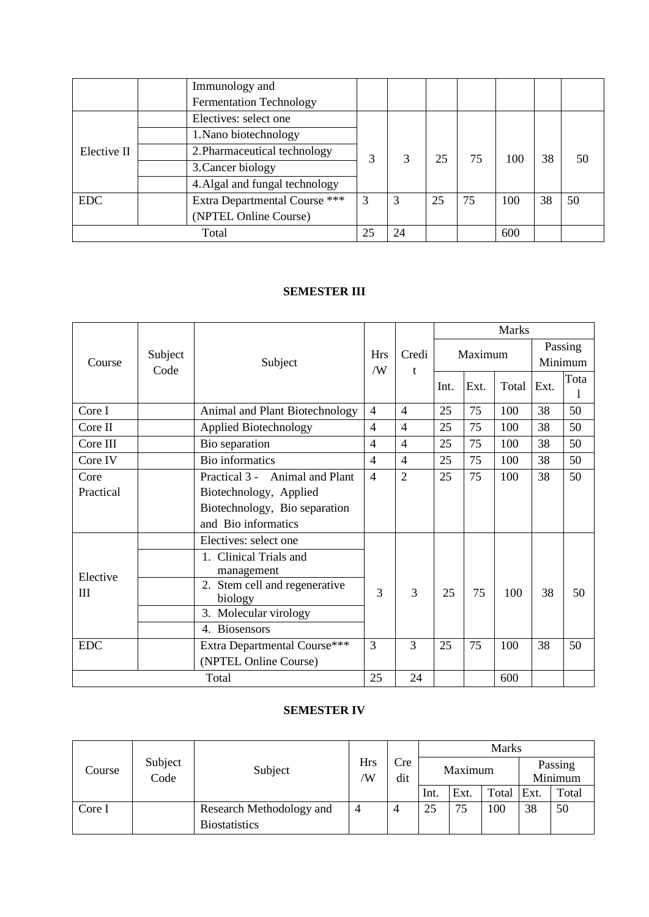|  |  | Immunology and Fermentation Technology |  |  |  |  |  |  |  |
|---|---|---|---|---|---|---|---|---|---|
| Elective II |  | Electives: select one | 3 | 3 | 25 | 75 | 100 | 38 | 50 |
|  |  | 1.Nano biotechnology |  |  |  |  |  |  |  |
|  |  | 2.Pharmaceutical technology |  |  |  |  |  |  |  |
|  |  | 3.Cancer biology |  |  |  |  |  |  |  |
|  |  | 4.Algal and fungal technology |  |  |  |  |  |  |  |
| EDC |  | Extra Departmental Course *** (NPTEL Online Course) | 3 | 3 | 25 | 75 | 100 | 38 | 50 |
| Total |  |  | 25 | 24 |  |  | 600 |  |  |

## SEMESTER III

| Course | Subject Code | Subject | Hrs /W | Credit | Marks |  |  |  |  |
|---|---|---|---|---|---|---|---|---|---|
|  |  |  |  |  | Maximum |  |  | Passing Minimum |  |
|  |  |  |  |  | Int. | Ext. | Total | Ext. | Total |
| Core I |  | Animal and Plant Biotechnology | 4 | 4 | 25 | 75 | 100 | 38 | 50 |
| Core II |  | Applied Biotechnology | 4 | 4 | 25 | 75 | 100 | 38 | 50 |
| Core III |  | Bio separation | 4 | 4 | 25 | 75 | 100 | 38 | 50 |
| Core IV |  | Bio informatics | 4 | 4 | 25 | 75 | 100 | 38 | 50 |
| Core Practical |  | Practical 3 - Animal and Plant Biotechnology, Applied Biotechnology, Bio separation and Bio informatics | 4 | 2 | 25 | 75 | 100 | 38 | 50 |
| Elective III |  | Electives: select one | 3 | 3 | 25 | 75 | 100 | 38 | 50 |
|  |  | 1. Clinical Trials and management |  |  |  |  |  |  |  |
|  |  | 2. Stem cell and regenerative biology |  |  |  |  |  |  |  |
|  |  | 3. Molecular virology |  |  |  |  |  |  |  |
|  |  | 4. Biosensors |  |  |  |  |  |  |  |
| EDC |  | Extra Departmental Course*** (NPTEL Online Course) | 3 | 3 | 25 | 75 | 100 | 38 | 50 |
| Total |  |  | 25 | 24 |  |  | 600 |  |  |

## SEMESTER IV

| Course | Subject Code | Subject | Hrs /W | Credit | Marks |  |  |  |  |
|---|---|---|---|---|---|---|---|---|---|
|  |  |  |  |  | Maximum |  |  | Passing Minimum |  |
|  |  |  |  |  | Int. | Ext. | Total | Ext. | Total |
| Core I |  | Research Methodology and Biostatistics | 4 | 4 | 25 | 75 | 100 | 38 | 50 |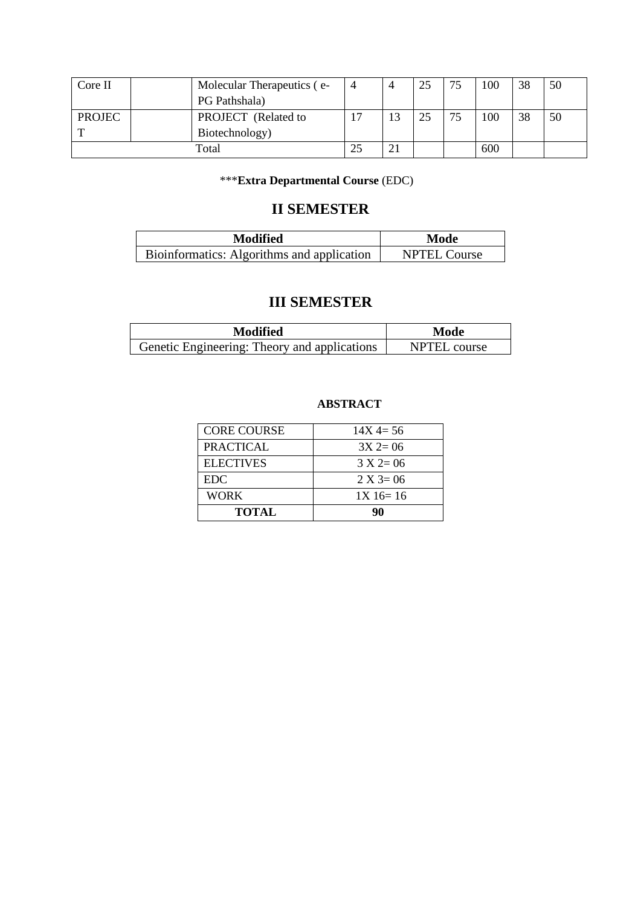| Core II | | Molecular Therapeutics ( e-PG Pathshala) | 4 | 4 | 25 | 75 | 100 | 38 | 50 |
|---|---|---|---|---|---|---|---|---|---|
| PROJECT | | PROJECT (Related to Biotechnology) | 17 | 13 | 25 | 75 | 100 | 38 | 50 |
| Total | | | 25 | 21 | | | 600 | | |

***Extra Departmental Course** (EDC)

## II SEMESTER

| Modified | Mode |
|---|---|
| Bioinformatics: Algorithms and application | NPTEL Course |

## III SEMESTER

| Modified | Mode |
|---|---|
| Genetic Engineering: Theory and applications | NPTEL course |

**ABSTRACT**

| CORE COURSE | 14X 4= 56 |
|---|---|
| PRACTICAL | 3X 2= 06 |
| ELECTIVES | 3 X 2= 06 |
| EDC | 2 X 3= 06 |
| WORK | 1X 16= 16 |
| **TOTAL** | **90** |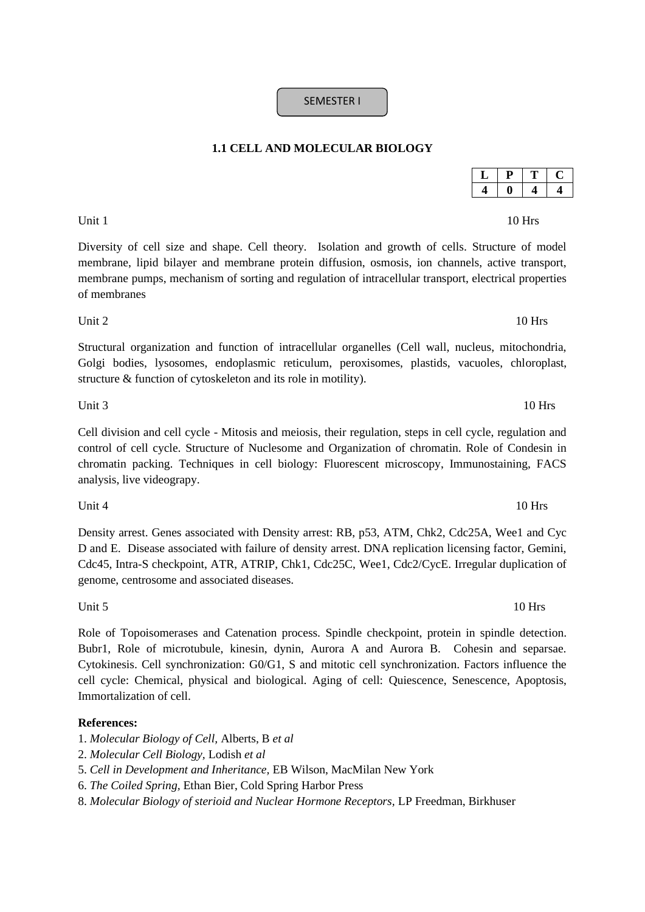SEMESTER I

## 1.1 CELL AND MOLECULAR BIOLOGY

| L | P | T | C |
|---|---|---|---|
| 4 | 0 | 4 | 4 |

Unit 1 10 Hrs

Diversity of cell size and shape. Cell theory. Isolation and growth of cells. Structure of model membrane, lipid bilayer and membrane protein diffusion, osmosis, ion channels, active transport, membrane pumps, mechanism of sorting and regulation of intracellular transport, electrical properties of membranes

Unit 2 10 Hrs

Structural organization and function of intracellular organelles (Cell wall, nucleus, mitochondria, Golgi bodies, lysosomes, endoplasmic reticulum, peroxisomes, plastids, vacuoles, chloroplast, structure & function of cytoskeleton and its role in motility).

Unit 3 10 Hrs

Cell division and cell cycle - Mitosis and meiosis, their regulation, steps in cell cycle, regulation and control of cell cycle. Structure of Nuclesome and Organization of chromatin. Role of Condesin in chromatin packing. Techniques in cell biology: Fluorescent microscopy, Immunostaining, FACS analysis, live videograpy.

Unit 4 10 Hrs

Density arrest. Genes associated with Density arrest: RB, p53, ATM, Chk2, Cdc25A, Wee1 and Cyc D and E. Disease associated with failure of density arrest. DNA replication licensing factor, Gemini, Cdc45, Intra-S checkpoint, ATR, ATRIP, Chk1, Cdc25C, Wee1, Cdc2/CycE. Irregular duplication of genome, centrosome and associated diseases.

Unit 5 10 Hrs

Role of Topoisomerases and Catenation process. Spindle checkpoint, protein in spindle detection. Bubr1, Role of microtubule, kinesin, dynin, Aurora A and Aurora B. Cohesin and separsae. Cytokinesis. Cell synchronization: G0/G1, S and mitotic cell synchronization. Factors influence the cell cycle: Chemical, physical and biological. Aging of cell: Quiescence, Senescence, Apoptosis, Immortalization of cell.

**References:**

1. *Molecular Biology of Cell,* Alberts, B *et al*
2. *Molecular Cell Biology,* Lodish *et al*
5. *Cell in Development and Inheritance,* EB Wilson, MacMilan New York
6. *The Coiled Spring,* Ethan Bier, Cold Spring Harbor Press
8. *Molecular Biology of sterioid and Nuclear Hormone Receptors,* LP Freedman, Birkhuser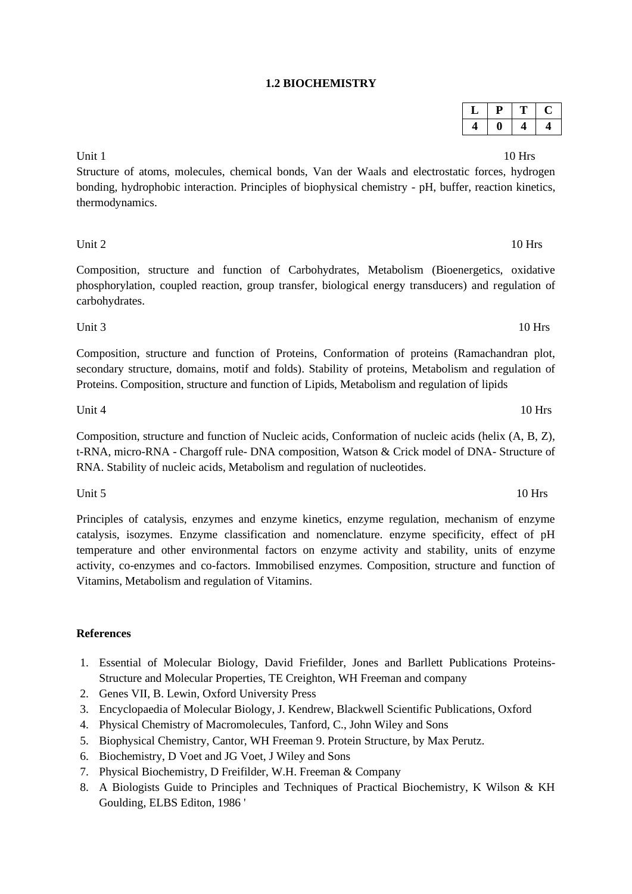## 1.2 BIOCHEMISTRY

| L | P | T | C |
|---|---|---|---|
| 4 | 0 | 4 | 4 |

Unit 1 10 Hrs

Structure of atoms, molecules, chemical bonds, Van der Waals and electrostatic forces, hydrogen bonding, hydrophobic interaction. Principles of biophysical chemistry - pH, buffer, reaction kinetics, thermodynamics.

Unit 2 10 Hrs

Composition, structure and function of Carbohydrates, Metabolism (Bioenergetics, oxidative phosphorylation, coupled reaction, group transfer, biological energy transducers) and regulation of carbohydrates.

Unit 3 10 Hrs

Composition, structure and function of Proteins, Conformation of proteins (Ramachandran plot, secondary structure, domains, motif and folds). Stability of proteins, Metabolism and regulation of Proteins. Composition, structure and function of Lipids, Metabolism and regulation of lipids

Unit 4 10 Hrs

Composition, structure and function of Nucleic acids, Conformation of nucleic acids (helix (A, B, Z), t-RNA, micro-RNA - Chargoff rule- DNA composition, Watson & Crick model of DNA- Structure of RNA. Stability of nucleic acids, Metabolism and regulation of nucleotides.

Unit 5 10 Hrs

Principles of catalysis, enzymes and enzyme kinetics, enzyme regulation, mechanism of enzyme catalysis, isozymes. Enzyme classification and nomenclature. enzyme specificity, effect of pH temperature and other environmental factors on enzyme activity and stability, units of enzyme activity, co-enzymes and co-factors. Immobilised enzymes. Composition, structure and function of Vitamins, Metabolism and regulation of Vitamins.

**References**

1. Essential of Molecular Biology, David Friefilder, Jones and Barllett Publications Proteins-Structure and Molecular Properties, TE Creighton, WH Freeman and company
2. Genes VII, B. Lewin, Oxford University Press
3. Encyclopaedia of Molecular Biology, J. Kendrew, Blackwell Scientific Publications, Oxford
4. Physical Chemistry of Macromolecules, Tanford, C., John Wiley and Sons
5. Biophysical Chemistry, Cantor, WH Freeman 9. Protein Structure, by Max Perutz.
6. Biochemistry, D Voet and JG Voet, J Wiley and Sons
7. Physical Biochemistry, D Freifilder, W.H. Freeman & Company
8. A Biologists Guide to Principles and Techniques of Practical Biochemistry, K Wilson & KH Goulding, ELBS Editon, 1986 '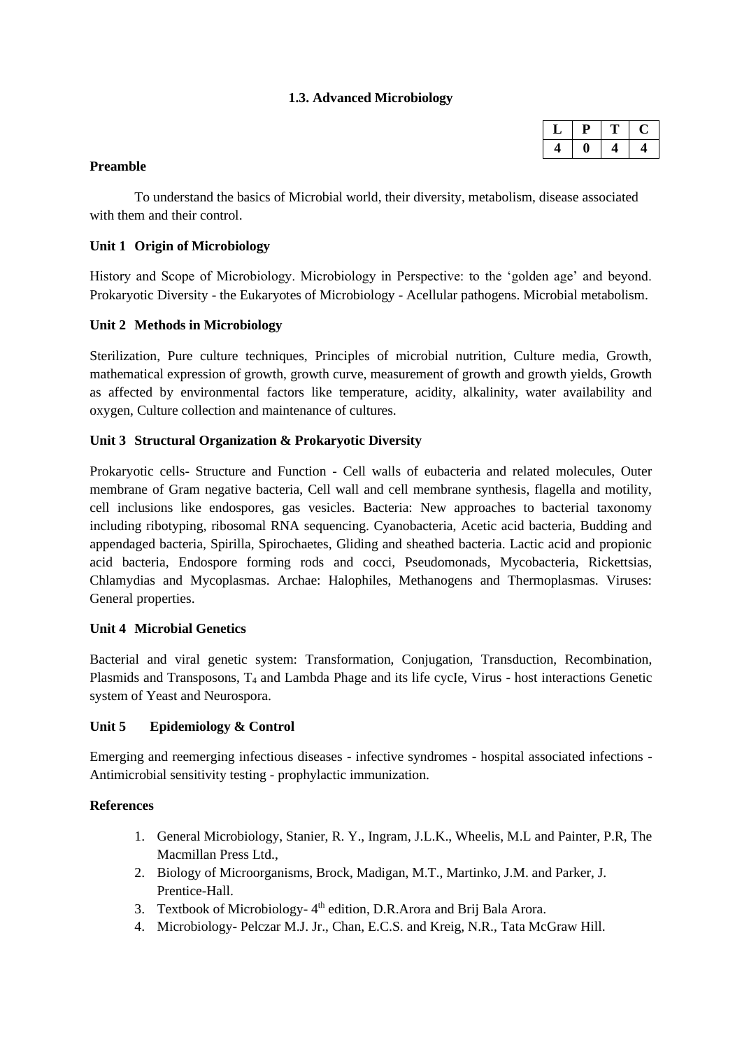### 1.3. Advanced Microbiology

| L | P | T | C |
|---|---|---|---|
| 4 | 0 | 4 | 4 |

**Preamble**

To understand the basics of Microbial world, their diversity, metabolism, disease associated with them and their control.

**Unit 1 Origin of Microbiology**

History and Scope of Microbiology. Microbiology in Perspective: to the 'golden age' and beyond. Prokaryotic Diversity - the Eukaryotes of Microbiology - Acellular pathogens. Microbial metabolism.

**Unit 2 Methods in Microbiology**

Sterilization, Pure culture techniques, Principles of microbial nutrition, Culture media, Growth, mathematical expression of growth, growth curve, measurement of growth and growth yields, Growth as affected by environmental factors like temperature, acidity, alkalinity, water availability and oxygen, Culture collection and maintenance of cultures.

**Unit 3 Structural Organization & Prokaryotic Diversity**

Prokaryotic cells- Structure and Function - Cell walls of eubacteria and related molecules, Outer membrane of Gram negative bacteria, Cell wall and cell membrane synthesis, flagella and motility, cell inclusions like endospores, gas vesicles. Bacteria: New approaches to bacterial taxonomy including ribotyping, ribosomal RNA sequencing. Cyanobacteria, Acetic acid bacteria, Budding and appendaged bacteria, Spirilla, Spirochaetes, Gliding and sheathed bacteria. Lactic acid and propionic acid bacteria, Endospore forming rods and cocci, Pseudomonads, Mycobacteria, Rickettsias, Chlamydias and Mycoplasmas. Archae: Halophiles, Methanogens and Thermoplasmas. Viruses: General properties.

**Unit 4 Microbial Genetics**

Bacterial and viral genetic system: Transformation, Conjugation, Transduction, Recombination, Plasmids and Transposons, $T_4$ and Lambda Phage and its life cycIe, Virus - host interactions Genetic system of Yeast and Neurospora.

**Unit 5 Epidemiology & Control**

Emerging and reemerging infectious diseases - infective syndromes - hospital associated infections - Antimicrobial sensitivity testing - prophylactic immunization.

**References**

1. General Microbiology, Stanier, R. Y., Ingram, J.L.K., Wheelis, M.L and Painter, P.R, The Macmillan Press Ltd.,
2. Biology of Microorganisms, Brock, Madigan, M.T., Martinko, J.M. and Parker, J. Prentice-Hall.
3. Textbook of Microbiology- $4^{th}$ edition, D.R.Arora and Brij Bala Arora.
4. Microbiology- Pelczar M.J. Jr., Chan, E.C.S. and Kreig, N.R., Tata McGraw Hill.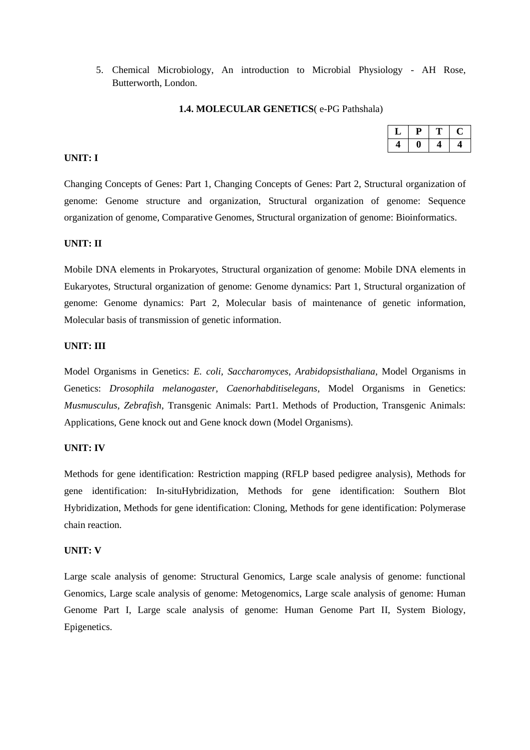5. Chemical Microbiology, An introduction to Microbial Physiology - AH Rose, Butterworth, London.

### 1.4. MOLECULAR GENETICS( e-PG Pathshala)

| L | P | T | C |
|---|---|---|---|
| 4 | 0 | 4 | 4 |

**UNIT: I**

Changing Concepts of Genes: Part 1, Changing Concepts of Genes: Part 2, Structural organization of genome: Genome structure and organization, Structural organization of genome: Sequence organization of genome, Comparative Genomes, Structural organization of genome: Bioinformatics.

**UNIT: II**

Mobile DNA elements in Prokaryotes, Structural organization of genome: Mobile DNA elements in Eukaryotes, Structural organization of genome: Genome dynamics: Part 1, Structural organization of genome: Genome dynamics: Part 2, Molecular basis of maintenance of genetic information, Molecular basis of transmission of genetic information.

**UNIT: III**

Model Organisms in Genetics: *E. coli, Saccharomyces, Arabidopsisthaliana*, Model Organisms in Genetics: *Drosophila melanogaster, Caenorhabditiselegans*, Model Organisms in Genetics: *Musmusculus, Zebrafish*, Transgenic Animals: Part1. Methods of Production, Transgenic Animals: Applications, Gene knock out and Gene knock down (Model Organisms).

**UNIT: IV**

Methods for gene identification: Restriction mapping (RFLP based pedigree analysis), Methods for gene identification: In-situHybridization, Methods for gene identification: Southern Blot Hybridization, Methods for gene identification: Cloning, Methods for gene identification: Polymerase chain reaction.

**UNIT: V**

Large scale analysis of genome: Structural Genomics, Large scale analysis of genome: functional Genomics, Large scale analysis of genome: Metogenomics, Large scale analysis of genome: Human Genome Part I, Large scale analysis of genome: Human Genome Part II, System Biology, Epigenetics.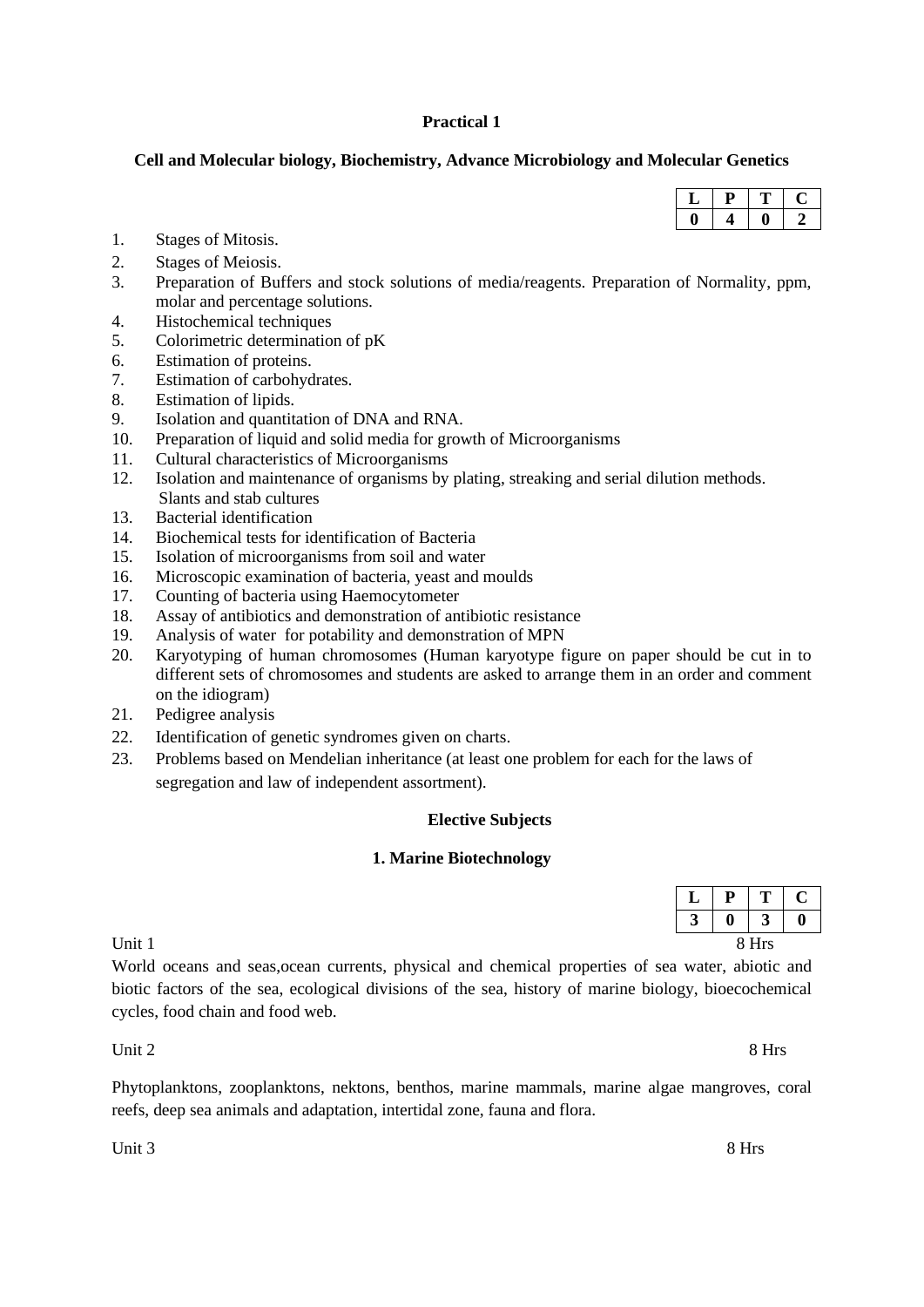**Practical 1**

**Cell and Molecular biology, Biochemistry, Advance Microbiology and Molecular Genetics**

| L | P | T | C |
|---|---|---|---|
| 0 | 4 | 0 | 2 |

1. Stages of Mitosis.
2. Stages of Meiosis.
3. Preparation of Buffers and stock solutions of media/reagents. Preparation of Normality, ppm, molar and percentage solutions.
4. Histochemical techniques
5. Colorimetric determination of pK
6. Estimation of proteins.
7. Estimation of carbohydrates.
8. Estimation of lipids.
9. Isolation and quantitation of DNA and RNA.
10. Preparation of liquid and solid media for growth of Microorganisms
11. Cultural characteristics of Microorganisms
12. Isolation and maintenance of organisms by plating, streaking and serial dilution methods. Slants and stab cultures
13. Bacterial identification
14. Biochemical tests for identification of Bacteria
15. Isolation of microorganisms from soil and water
16. Microscopic examination of bacteria, yeast and moulds
17. Counting of bacteria using Haemocytometer
18. Assay of antibiotics and demonstration of antibiotic resistance
19. Analysis of water for potability and demonstration of MPN
20. Karyotyping of human chromosomes (Human karyotype figure on paper should be cut in to different sets of chromosomes and students are asked to arrange them in an order and comment on the idiogram)
21. Pedigree analysis
22. Identification of genetic syndromes given on charts.
23. Problems based on Mendelian inheritance (at least one problem for each for the laws of segregation and law of independent assortment).

**Elective Subjects**

**1. Marine Biotechnology**

| L | P | T | C |
|---|---|---|---|
| 3 | 0 | 3 | 0 |

Unit 1 8 Hrs

World oceans and seas,ocean currents, physical and chemical properties of sea water, abiotic and biotic factors of the sea, ecological divisions of the sea, history of marine biology, bioecochemical cycles, food chain and food web.

Unit 2 8 Hrs

Phytoplanktons, zooplanktons, nektons, benthos, marine mammals, marine algae mangroves, coral reefs, deep sea animals and adaptation, intertidal zone, fauna and flora.

Unit 3 8 Hrs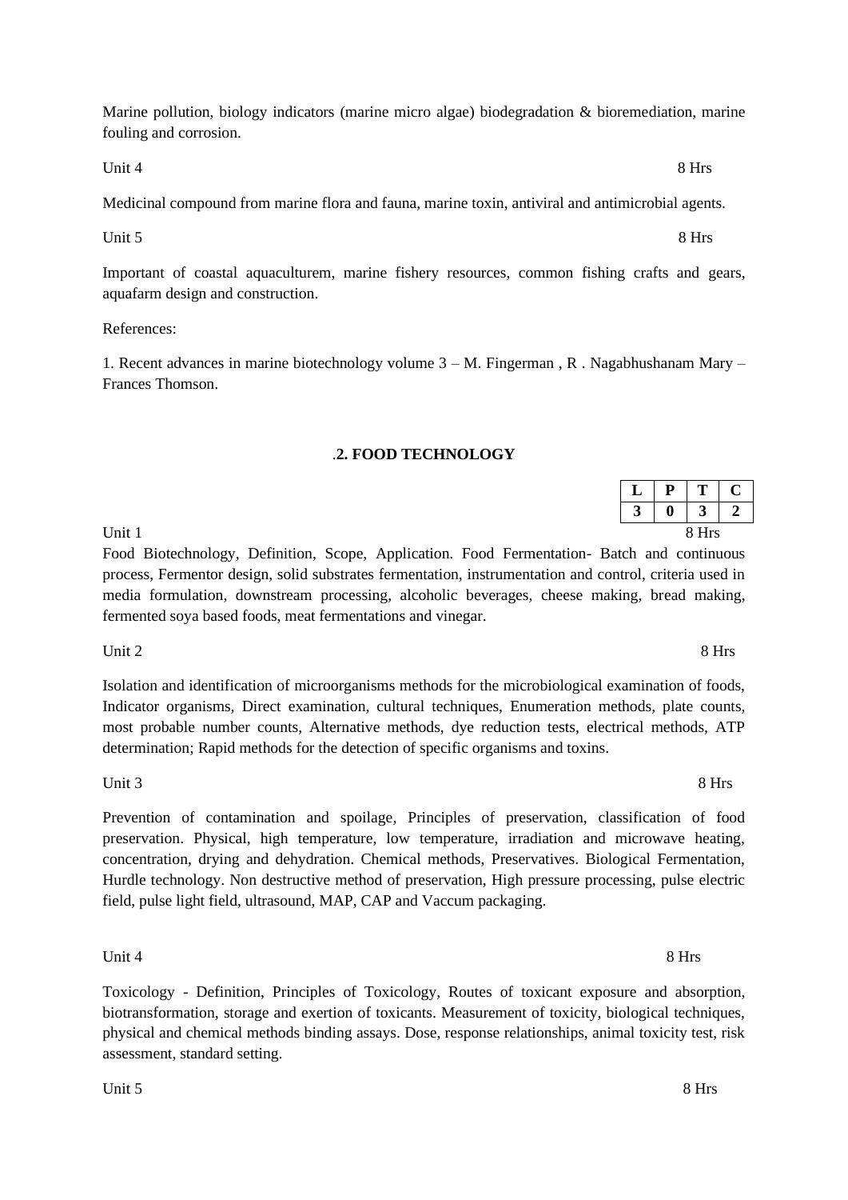Marine pollution, biology indicators (marine micro algae) biodegradation & bioremediation, marine fouling and corrosion.

Unit 4 8 Hrs

Medicinal compound from marine flora and fauna, marine toxin, antiviral and antimicrobial agents.

Unit 5 8 Hrs

Important of coastal aquaculturem, marine fishery resources, common fishing crafts and gears, aquafarm design and construction.

References:

1. Recent advances in marine biotechnology volume 3 – M. Fingerman , R . Nagabhushanam Mary – Frances Thomson.

## .2. FOOD TECHNOLOGY

| L | P | T | C |
|---|---|---|---|
| 3 | 0 | 3 | 2 |

Unit 1 8 Hrs

Food Biotechnology, Definition, Scope, Application. Food Fermentation- Batch and continuous process, Fermentor design, solid substrates fermentation, instrumentation and control, criteria used in media formulation, downstream processing, alcoholic beverages, cheese making, bread making, fermented soya based foods, meat fermentations and vinegar.

Unit 2 8 Hrs

Isolation and identification of microorganisms methods for the microbiological examination of foods, Indicator organisms, Direct examination, cultural techniques, Enumeration methods, plate counts, most probable number counts, Alternative methods, dye reduction tests, electrical methods, ATP determination; Rapid methods for the detection of specific organisms and toxins.

Unit 3 8 Hrs

Prevention of contamination and spoilage, Principles of preservation, classification of food preservation. Physical, high temperature, low temperature, irradiation and microwave heating, concentration, drying and dehydration. Chemical methods, Preservatives. Biological Fermentation, Hurdle technology. Non destructive method of preservation, High pressure processing, pulse electric field, pulse light field, ultrasound, MAP, CAP and Vaccum packaging.

Unit 4 8 Hrs

Toxicology - Definition, Principles of Toxicology, Routes of toxicant exposure and absorption, biotransformation, storage and exertion of toxicants. Measurement of toxicity, biological techniques, physical and chemical methods binding assays. Dose, response relationships, animal toxicity test, risk assessment, standard setting.

Unit 5 8 Hrs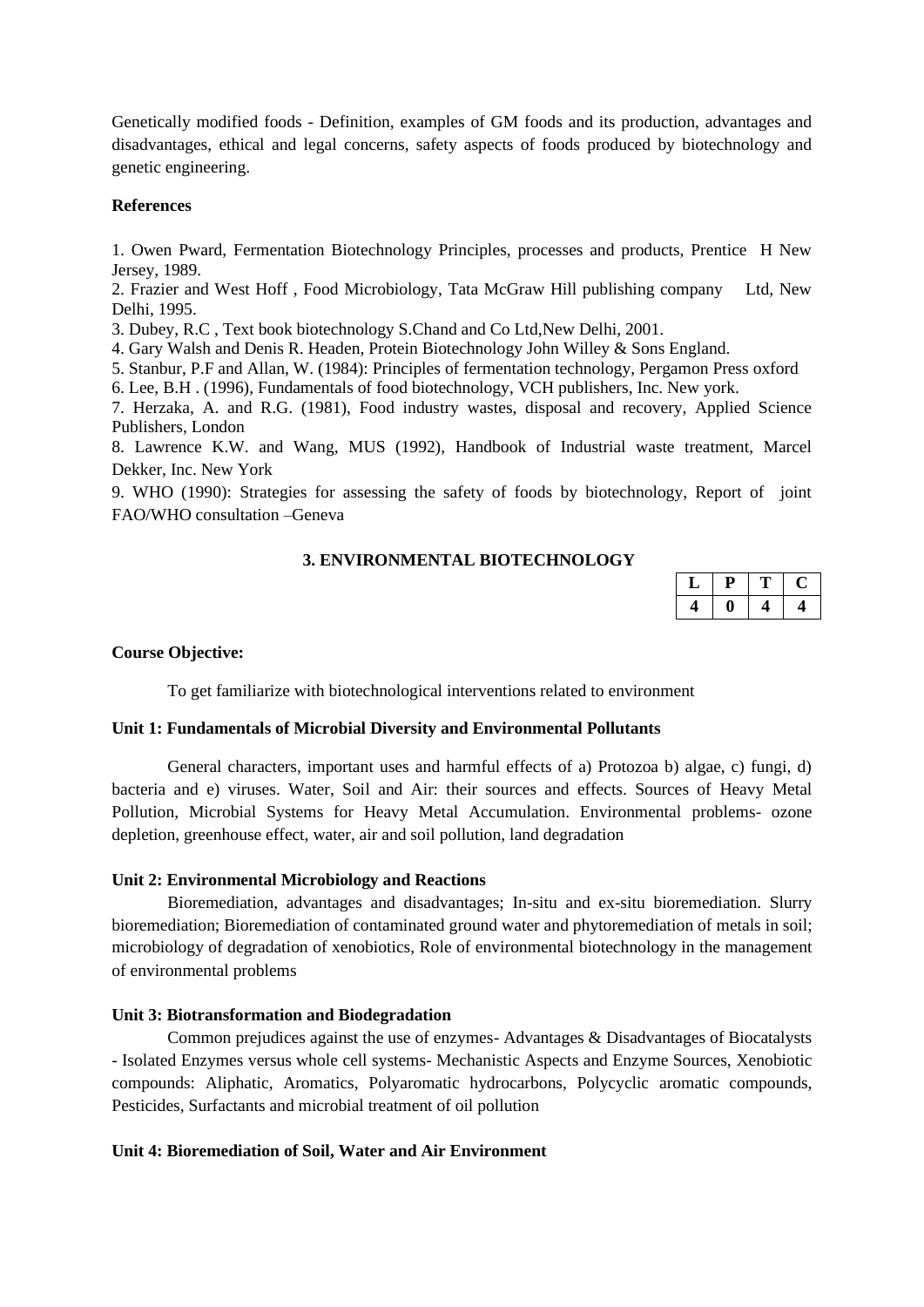Genetically modified foods - Definition, examples of GM foods and its production, advantages and disadvantages, ethical and legal concerns, safety aspects of foods produced by biotechnology and genetic engineering.

**References**

1. Owen Pward, Fermentation Biotechnology Principles, processes and products, Prentice H New Jersey, 1989.
2. Frazier and West Hoff , Food Microbiology, Tata McGraw Hill publishing company Ltd, New Delhi, 1995.
3. Dubey, R.C , Text book biotechnology S.Chand and Co Ltd,New Delhi, 2001.
4. Gary Walsh and Denis R. Headen, Protein Biotechnology John Willey & Sons England.
5. Stanbur, P.F and Allan, W. (1984): Principles of fermentation technology, Pergamon Press oxford
6. Lee, B.H . (1996), Fundamentals of food biotechnology, VCH publishers, Inc. New york.
7. Herzaka, A. and R.G. (1981), Food industry wastes, disposal and recovery, Applied Science Publishers, London
8. Lawrence K.W. and Wang, MUS (1992), Handbook of Industrial waste treatment, Marcel Dekker, Inc. New York
9. WHO (1990): Strategies for assessing the safety of foods by biotechnology, Report of joint FAO/WHO consultation –Geneva

## 3. ENVIRONMENTAL BIOTECHNOLOGY

| L | P | T | C |
|---|---|---|---|
| 4 | 0 | 4 | 4 |

**Course Objective:**

To get familiarize with biotechnological interventions related to environment

**Unit 1: Fundamentals of Microbial Diversity and Environmental Pollutants**

General characters, important uses and harmful effects of a) Protozoa b) algae, c) fungi, d) bacteria and e) viruses. Water, Soil and Air: their sources and effects. Sources of Heavy Metal Pollution, Microbial Systems for Heavy Metal Accumulation. Environmental problems- ozone depletion, greenhouse effect, water, air and soil pollution, land degradation

**Unit 2: Environmental Microbiology and Reactions**

Bioremediation, advantages and disadvantages; In-situ and ex-situ bioremediation. Slurry bioremediation; Bioremediation of contaminated ground water and phytoremediation of metals in soil; microbiology of degradation of xenobiotics, Role of environmental biotechnology in the management of environmental problems

**Unit 3: Biotransformation and Biodegradation**

Common prejudices against the use of enzymes- Advantages & Disadvantages of Biocatalysts - Isolated Enzymes versus whole cell systems- Mechanistic Aspects and Enzyme Sources, Xenobiotic compounds: Aliphatic, Aromatics, Polyaromatic hydrocarbons, Polycyclic aromatic compounds, Pesticides, Surfactants and microbial treatment of oil pollution

**Unit 4: Bioremediation of Soil, Water and Air Environment**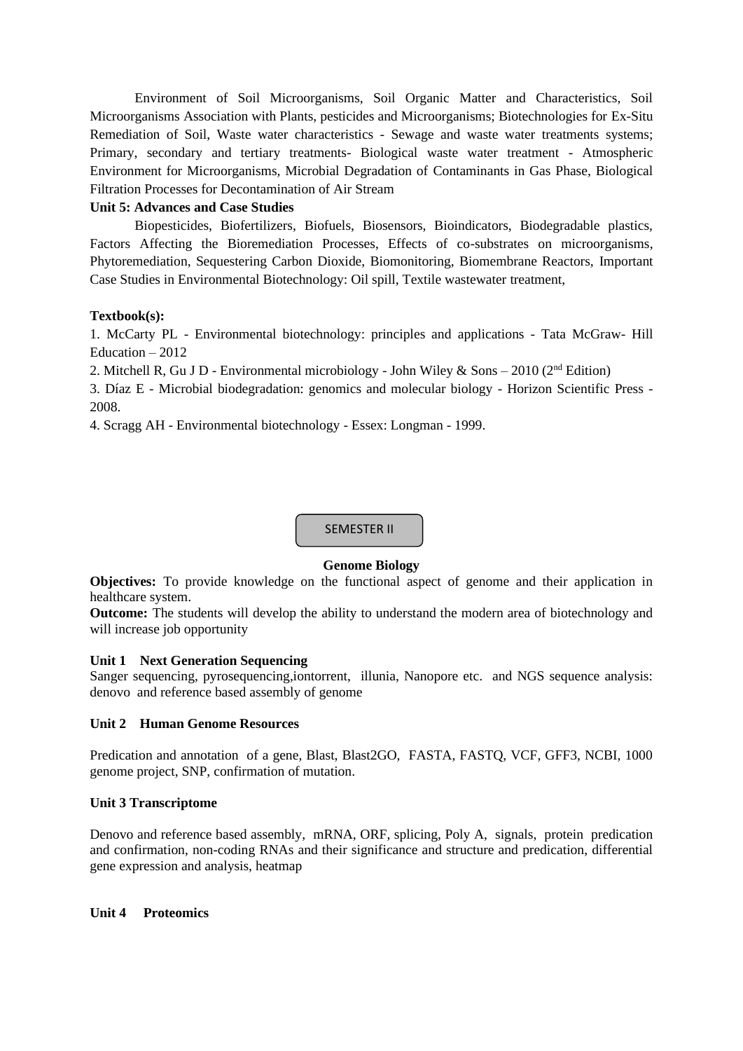Environment of Soil Microorganisms, Soil Organic Matter and Characteristics, Soil Microorganisms Association with Plants, pesticides and Microorganisms; Biotechnologies for Ex-Situ Remediation of Soil, Waste water characteristics - Sewage and waste water treatments systems; Primary, secondary and tertiary treatments- Biological waste water treatment - Atmospheric Environment for Microorganisms, Microbial Degradation of Contaminants in Gas Phase, Biological Filtration Processes for Decontamination of Air Stream

**Unit 5: Advances and Case Studies**

Biopesticides, Biofertilizers, Biofuels, Biosensors, Bioindicators, Biodegradable plastics, Factors Affecting the Bioremediation Processes, Effects of co-substrates on microorganisms, Phytoremediation, Sequestering Carbon Dioxide, Biomonitoring, Biomembrane Reactors, Important Case Studies in Environmental Biotechnology: Oil spill, Textile wastewater treatment,

**Textbook(s):**

1. McCarty PL - Environmental biotechnology: principles and applications - Tata McGraw- Hill Education – 2012
2. Mitchell R, Gu J D - Environmental microbiology - John Wiley & Sons – 2010 (2nd Edition)
3. Díaz E - Microbial biodegradation: genomics and molecular biology - Horizon Scientific Press - 2008.
4. Scragg AH - Environmental biotechnology - Essex: Longman - 1999.

SEMESTER II

## Genome Biology

**Objectives:** To provide knowledge on the functional aspect of genome and their application in healthcare system.

**Outcome:** The students will develop the ability to understand the modern area of biotechnology and will increase job opportunity

**Unit 1 Next Generation Sequencing**

Sanger sequencing, pyrosequencing,iontorrent, illunia, Nanopore etc. and NGS sequence analysis: denovo and reference based assembly of genome

**Unit 2 Human Genome Resources**

Predication and annotation of a gene, Blast, Blast2GO, FASTA, FASTQ, VCF, GFF3, NCBI, 1000 genome project, SNP, confirmation of mutation.

**Unit 3 Transcriptome**

Denovo and reference based assembly, mRNA, ORF, splicing, Poly A, signals, protein predication and confirmation, non-coding RNAs and their significance and structure and predication, differential gene expression and analysis, heatmap

**Unit 4 Proteomics**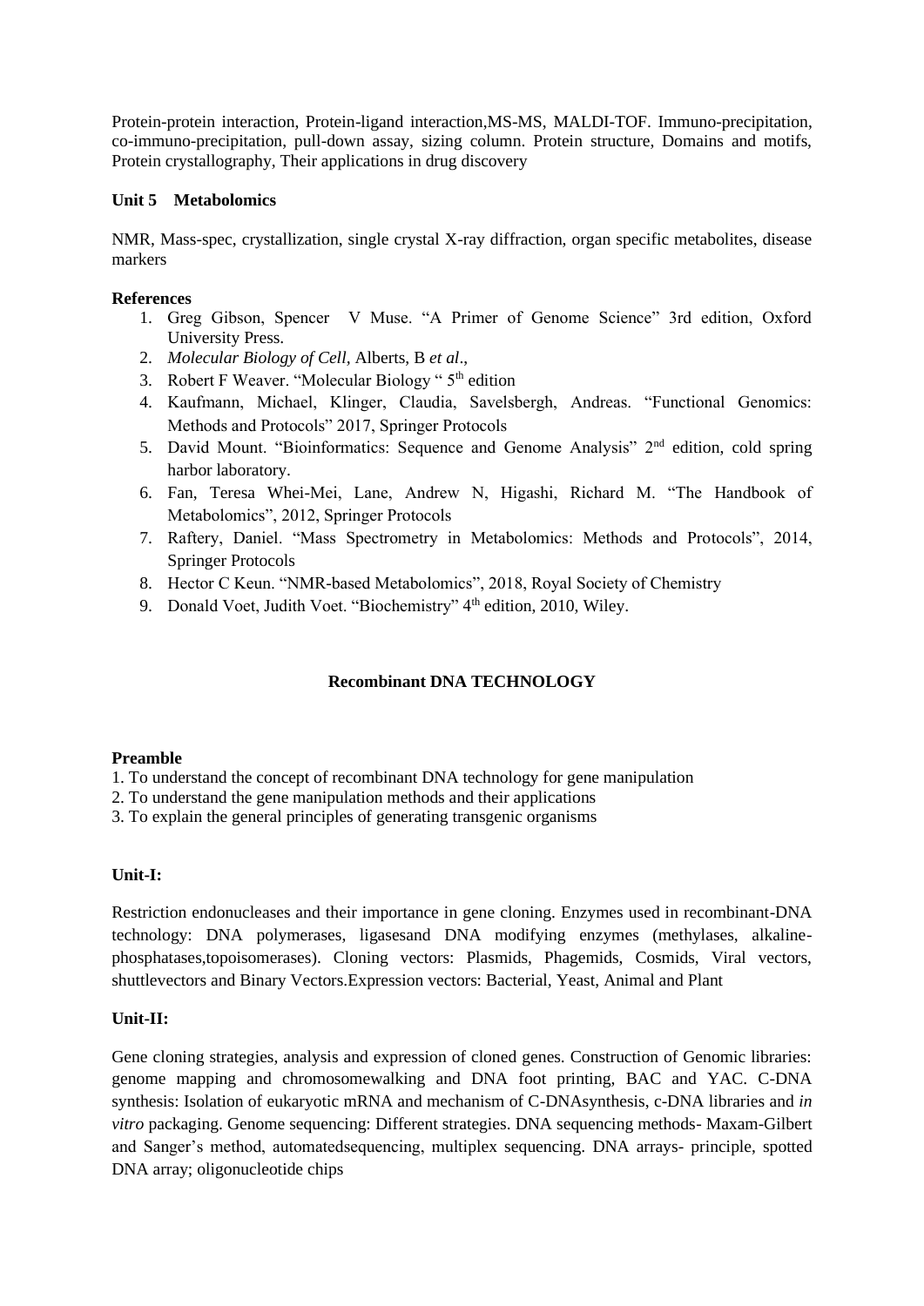Protein-protein interaction, Protein-ligand interaction,MS-MS, MALDI-TOF. Immuno-precipitation, co-immuno-precipitation, pull-down assay, sizing column. Protein structure, Domains and motifs, Protein crystallography, Their applications in drug discovery

**Unit 5 Metabolomics**

NMR, Mass-spec, crystallization, single crystal X-ray diffraction, organ specific metabolites, disease markers

**References**

1. Greg Gibson, Spencer V Muse. "A Primer of Genome Science" 3rd edition, Oxford University Press.
2. *Molecular Biology of Cell,* Alberts, B *et al*.,
3. Robert F Weaver. "Molecular Biology " 5th edition
4. Kaufmann, Michael, Klinger, Claudia, Savelsbergh, Andreas. "Functional Genomics: Methods and Protocols" 2017, Springer Protocols
5. David Mount. "Bioinformatics: Sequence and Genome Analysis" 2nd edition, cold spring harbor laboratory.
6. Fan, Teresa Whei-Mei, Lane, Andrew N, Higashi, Richard M. "The Handbook of Metabolomics", 2012, Springer Protocols
7. Raftery, Daniel. "Mass Spectrometry in Metabolomics: Methods and Protocols", 2014, Springer Protocols
8. Hector C Keun. "NMR-based Metabolomics", 2018, Royal Society of Chemistry
9. Donald Voet, Judith Voet. "Biochemistry" 4th edition, 2010, Wiley.

## Recombinant DNA TECHNOLOGY

**Preamble**

1. To understand the concept of recombinant DNA technology for gene manipulation
2. To understand the gene manipulation methods and their applications
3. To explain the general principles of generating transgenic organisms

**Unit-I:**

Restriction endonucleases and their importance in gene cloning. Enzymes used in recombinant-DNA technology: DNA polymerases, ligasesand DNA modifying enzymes (methylases, alkaline-phosphatases,topoisomerases). Cloning vectors: Plasmids, Phagemids, Cosmids, Viral vectors, shuttlevectors and Binary Vectors.Expression vectors: Bacterial, Yeast, Animal and Plant

**Unit-II:**

Gene cloning strategies, analysis and expression of cloned genes. Construction of Genomic libraries: genome mapping and chromosomewalking and DNA foot printing, BAC and YAC. C-DNA synthesis: Isolation of eukaryotic mRNA and mechanism of C-DNAsynthesis, c-DNA libraries and *in vitro* packaging. Genome sequencing: Different strategies. DNA sequencing methods- Maxam-Gilbert and Sanger's method, automatedsequencing, multiplex sequencing. DNA arrays- principle, spotted DNA array; oligonucleotide chips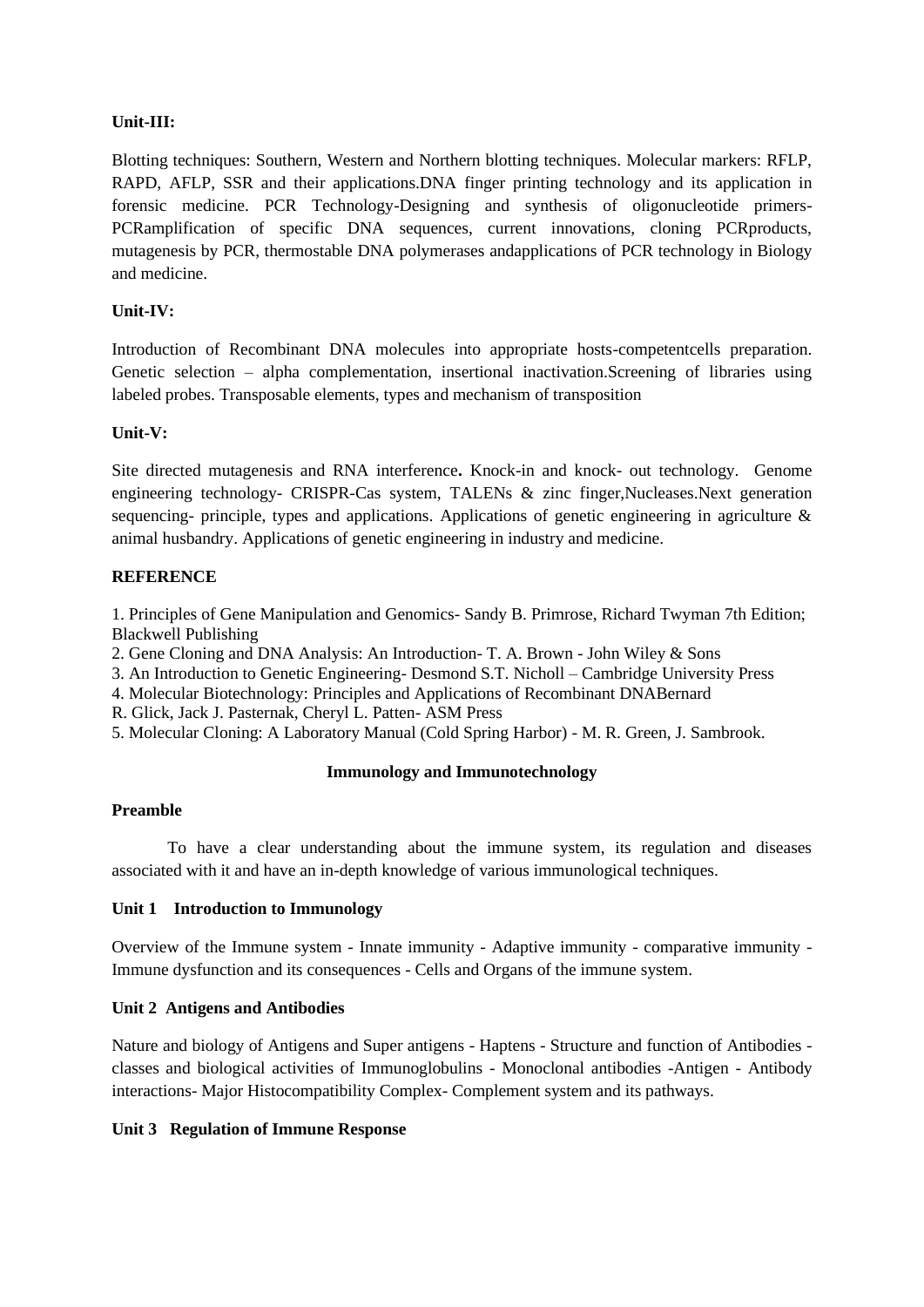**Unit-III:**

Blotting techniques: Southern, Western and Northern blotting techniques. Molecular markers: RFLP, RAPD, AFLP, SSR and their applications.DNA finger printing technology and its application in forensic medicine. PCR Technology-Designing and synthesis of oligonucleotide primers-PCRamplification of specific DNA sequences, current innovations, cloning PCRproducts, mutagenesis by PCR, thermostable DNA polymerases andapplications of PCR technology in Biology and medicine.

**Unit-IV:**

Introduction of Recombinant DNA molecules into appropriate hosts-competentcells preparation. Genetic selection – alpha complementation, insertional inactivation.Screening of libraries using labeled probes. Transposable elements, types and mechanism of transposition

**Unit-V:**

Site directed mutagenesis and RNA interference**.** Knock-in and knock- out technology. Genome engineering technology- CRISPR-Cas system, TALENs & zinc finger,Nucleases.Next generation sequencing- principle, types and applications. Applications of genetic engineering in agriculture & animal husbandry. Applications of genetic engineering in industry and medicine.

**REFERENCE**

1. Principles of Gene Manipulation and Genomics- Sandy B. Primrose, Richard Twyman 7th Edition; Blackwell Publishing
2. Gene Cloning and DNA Analysis: An Introduction- T. A. Brown - John Wiley & Sons
3. An Introduction to Genetic Engineering- Desmond S.T. Nicholl – Cambridge University Press
4. Molecular Biotechnology: Principles and Applications of Recombinant DNABernard R. Glick, Jack J. Pasternak, Cheryl L. Patten- ASM Press
5. Molecular Cloning: A Laboratory Manual (Cold Spring Harbor) - M. R. Green, J. Sambrook.

## Immunology and Immunotechnology

**Preamble**

To have a clear understanding about the immune system, its regulation and diseases associated with it and have an in-depth knowledge of various immunological techniques.

**Unit 1 Introduction to Immunology**

Overview of the Immune system - Innate immunity - Adaptive immunity - comparative immunity - Immune dysfunction and its consequences - Cells and Organs of the immune system.

**Unit 2 Antigens and Antibodies**

Nature and biology of Antigens and Super antigens - Haptens - Structure and function of Antibodies - classes and biological activities of Immunoglobulins - Monoclonal antibodies -Antigen - Antibody interactions- Major Histocompatibility Complex- Complement system and its pathways.

**Unit 3 Regulation of Immune Response**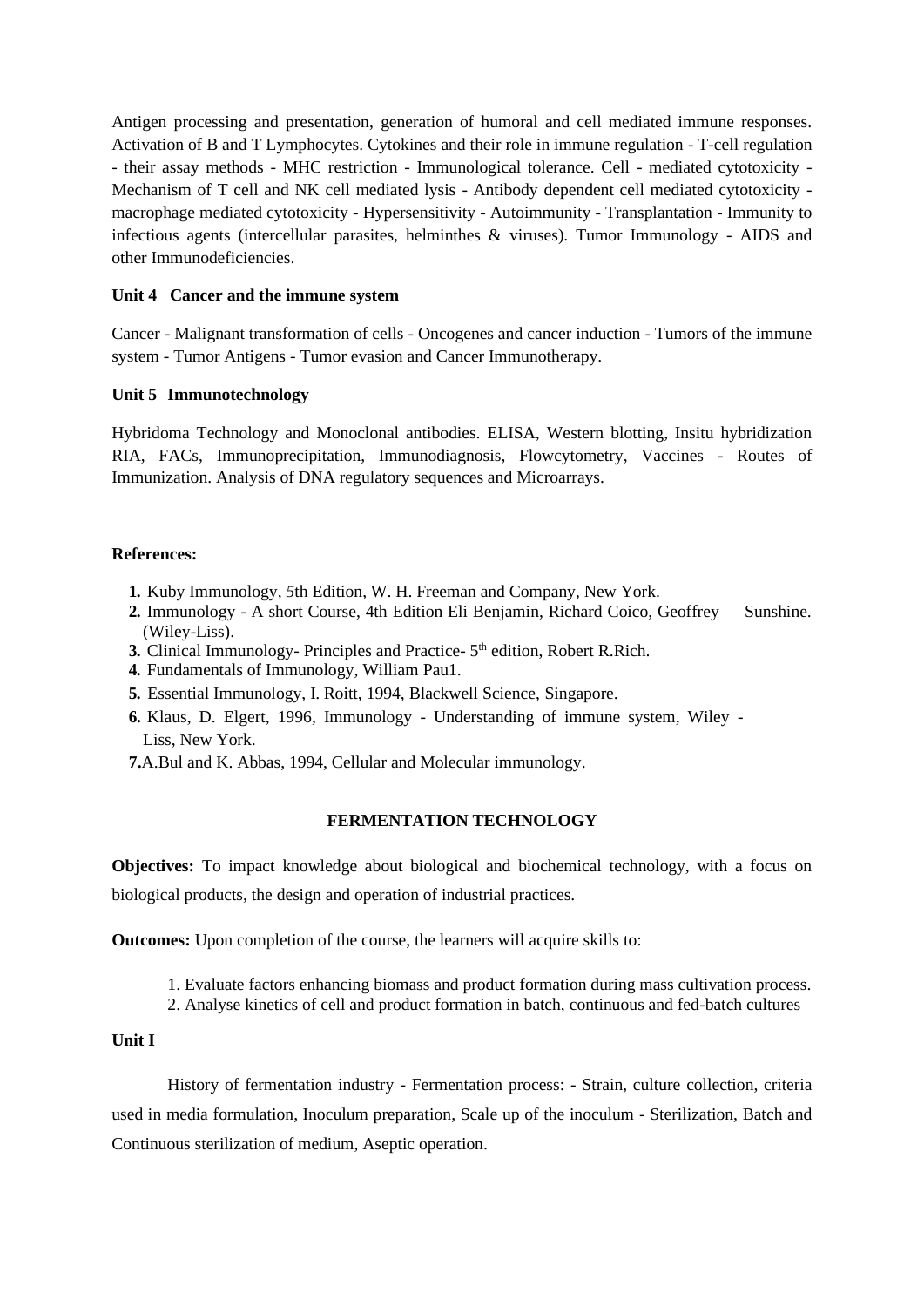Antigen processing and presentation, generation of humoral and cell mediated immune responses. Activation of B and T Lymphocytes. Cytokines and their role in immune regulation - T-cell regulation - their assay methods - MHC restriction - Immunological tolerance. Cell - mediated cytotoxicity - Mechanism of T cell and NK cell mediated lysis - Antibody dependent cell mediated cytotoxicity - macrophage mediated cytotoxicity - Hypersensitivity - Autoimmunity - Transplantation - Immunity to infectious agents (intercellular parasites, helminthes & viruses). Tumor Immunology - AIDS and other Immunodeficiencies.

**Unit 4 Cancer and the immune system**

Cancer - Malignant transformation of cells - Oncogenes and cancer induction - Tumors of the immune system - Tumor Antigens - Tumor evasion and Cancer Immunotherapy.

**Unit 5 Immunotechnology**

Hybridoma Technology and Monoclonal antibodies. ELISA, Western blotting, Insitu hybridization RIA, FACs, Immunoprecipitation, Immunodiagnosis, Flowcytometry, Vaccines - Routes of Immunization. Analysis of DNA regulatory sequences and Microarrays.

**References:**

1. Kuby Immunology, 5th Edition, W. H. Freeman and Company, New York.
2. Immunology - A short Course, 4th Edition Eli Benjamin, Richard Coico, Geoffrey Sunshine. (Wiley-Liss).
3. Clinical Immunology- Principles and Practice- 5th edition, Robert R.Rich.
4. Fundamentals of Immunology, William Pau1.
5. Essential Immunology, I. Roitt, 1994, Blackwell Science, Singapore.
6. Klaus, D. Elgert, 1996, Immunology - Understanding of immune system, Wiley - Liss, New York.
7. A.Bul and K. Abbas, 1994, Cellular and Molecular immunology.

## FERMENTATION TECHNOLOGY

**Objectives:** To impact knowledge about biological and biochemical technology, with a focus on biological products, the design and operation of industrial practices.

**Outcomes:** Upon completion of the course, the learners will acquire skills to:

1. Evaluate factors enhancing biomass and product formation during mass cultivation process.
2. Analyse kinetics of cell and product formation in batch, continuous and fed-batch cultures

**Unit I**

History of fermentation industry - Fermentation process: - Strain, culture collection, criteria used in media formulation, Inoculum preparation, Scale up of the inoculum - Sterilization, Batch and Continuous sterilization of medium, Aseptic operation.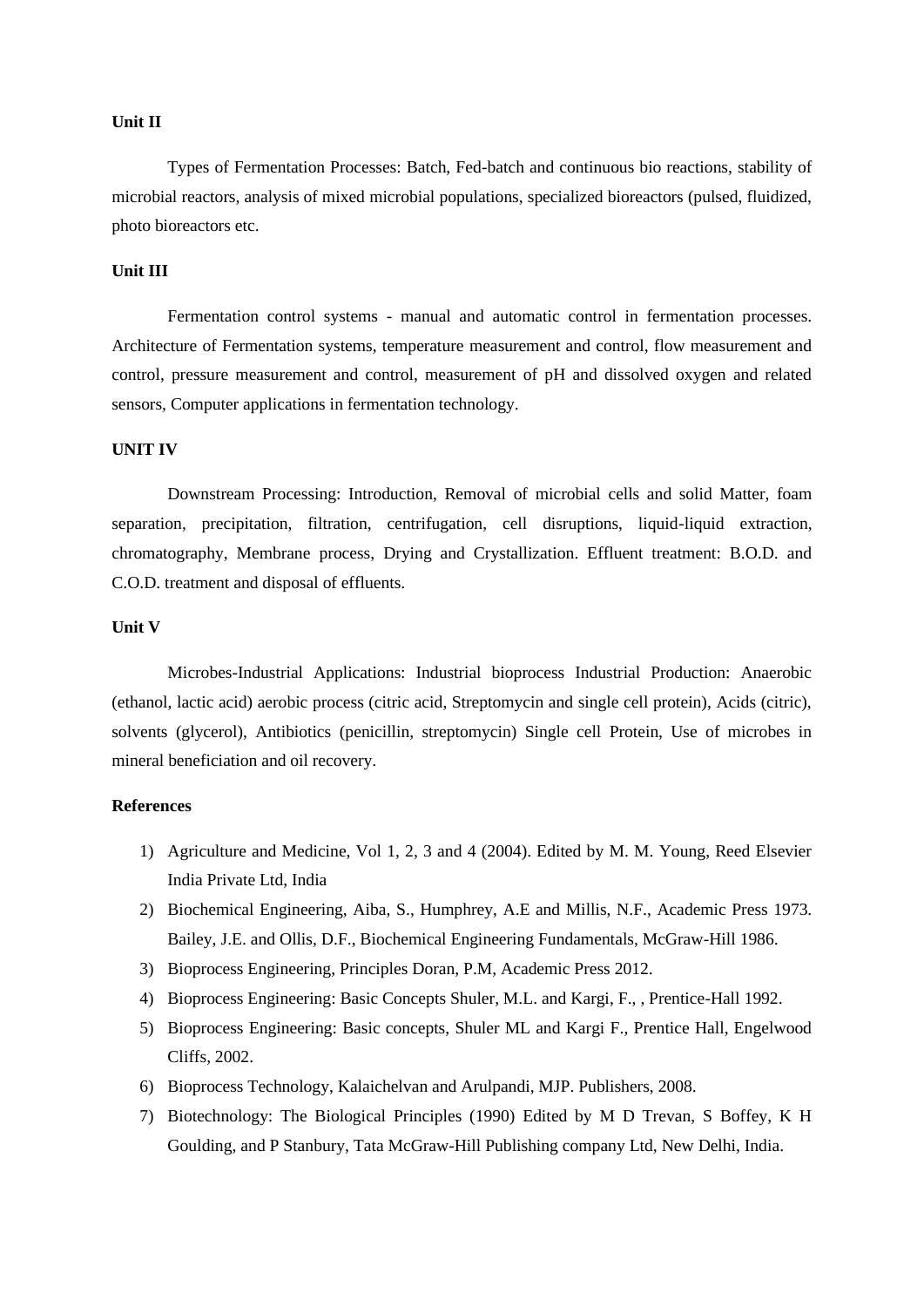**Unit II**

Types of Fermentation Processes: Batch, Fed-batch and continuous bio reactions, stability of microbial reactors, analysis of mixed microbial populations, specialized bioreactors (pulsed, fluidized, photo bioreactors etc.

**Unit III**

Fermentation control systems - manual and automatic control in fermentation processes. Architecture of Fermentation systems, temperature measurement and control, flow measurement and control, pressure measurement and control, measurement of pH and dissolved oxygen and related sensors, Computer applications in fermentation technology.

**UNIT IV**

Downstream Processing: Introduction, Removal of microbial cells and solid Matter, foam separation, precipitation, filtration, centrifugation, cell disruptions, liquid-liquid extraction, chromatography, Membrane process, Drying and Crystallization. Effluent treatment: B.O.D. and C.O.D. treatment and disposal of effluents.

**Unit V**

Microbes-Industrial Applications: Industrial bioprocess Industrial Production: Anaerobic (ethanol, lactic acid) aerobic process (citric acid, Streptomycin and single cell protein), Acids (citric), solvents (glycerol), Antibiotics (penicillin, streptomycin) Single cell Protein, Use of microbes in mineral beneficiation and oil recovery.

**References**

1) Agriculture and Medicine, Vol 1, 2, 3 and 4 (2004). Edited by M. M. Young, Reed Elsevier India Private Ltd, India
2) Biochemical Engineering, Aiba, S., Humphrey, A.E and Millis, N.F., Academic Press 1973. Bailey, J.E. and Ollis, D.F., Biochemical Engineering Fundamentals, McGraw-Hill 1986.
3) Bioprocess Engineering, Principles Doran, P.M, Academic Press 2012.
4) Bioprocess Engineering: Basic Concepts Shuler, M.L. and Kargi, F., , Prentice-Hall 1992.
5) Bioprocess Engineering: Basic concepts, Shuler ML and Kargi F., Prentice Hall, Engelwood Cliffs, 2002.
6) Bioprocess Technology, Kalaichelvan and Arulpandi, MJP. Publishers, 2008.
7) Biotechnology: The Biological Principles (1990) Edited by M D Trevan, S Boffey, K H Goulding, and P Stanbury, Tata McGraw-Hill Publishing company Ltd, New Delhi, India.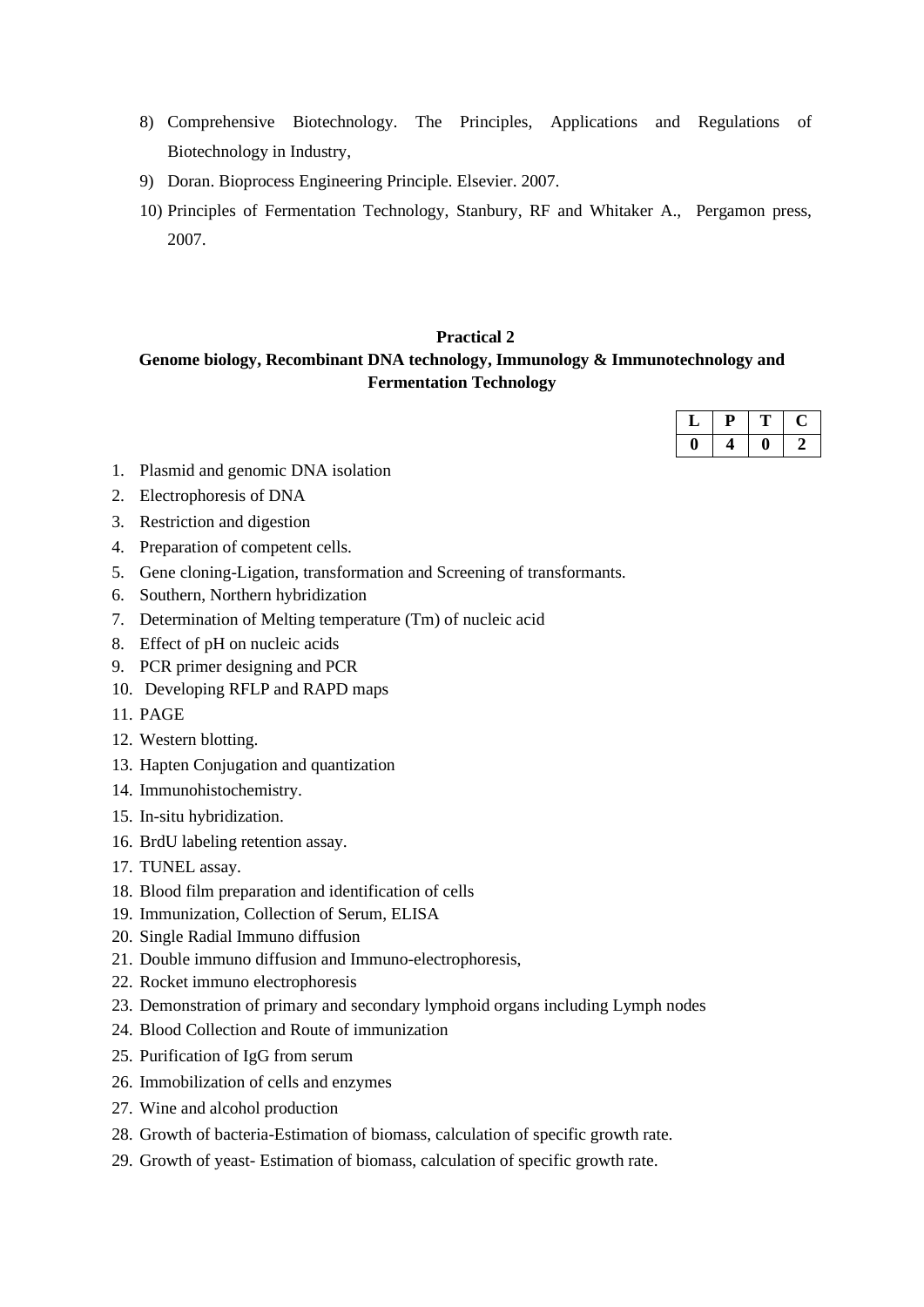8) Comprehensive Biotechnology. The Principles, Applications and Regulations of Biotechnology in Industry,
9) Doran. Bioprocess Engineering Principle. Elsevier. 2007.
10) Principles of Fermentation Technology, Stanbury, RF and Whitaker A., Pergamon press, 2007.

### Practical 2
### Genome biology, Recombinant DNA technology, Immunology & Immunotechnology and Fermentation Technology

| L | P | T | C |
|---|---|---|---|
| 0 | 4 | 0 | 2 |

1. Plasmid and genomic DNA isolation
2. Electrophoresis of DNA
3. Restriction and digestion
4. Preparation of competent cells.
5. Gene cloning-Ligation, transformation and Screening of transformants.
6. Southern, Northern hybridization
7. Determination of Melting temperature (Tm) of nucleic acid
8. Effect of pH on nucleic acids
9. PCR primer designing and PCR
10. Developing RFLP and RAPD maps
11. PAGE
12. Western blotting.
13. Hapten Conjugation and quantization
14. Immunohistochemistry.
15. In-situ hybridization.
16. BrdU labeling retention assay.
17. TUNEL assay.
18. Blood film preparation and identification of cells
19. Immunization, Collection of Serum, ELISA
20. Single Radial Immuno diffusion
21. Double immuno diffusion and Immuno-electrophoresis,
22. Rocket immuno electrophoresis
23. Demonstration of primary and secondary lymphoid organs including Lymph nodes
24. Blood Collection and Route of immunization
25. Purification of IgG from serum
26. Immobilization of cells and enzymes
27. Wine and alcohol production
28. Growth of bacteria-Estimation of biomass, calculation of specific growth rate.
29. Growth of yeast- Estimation of biomass, calculation of specific growth rate.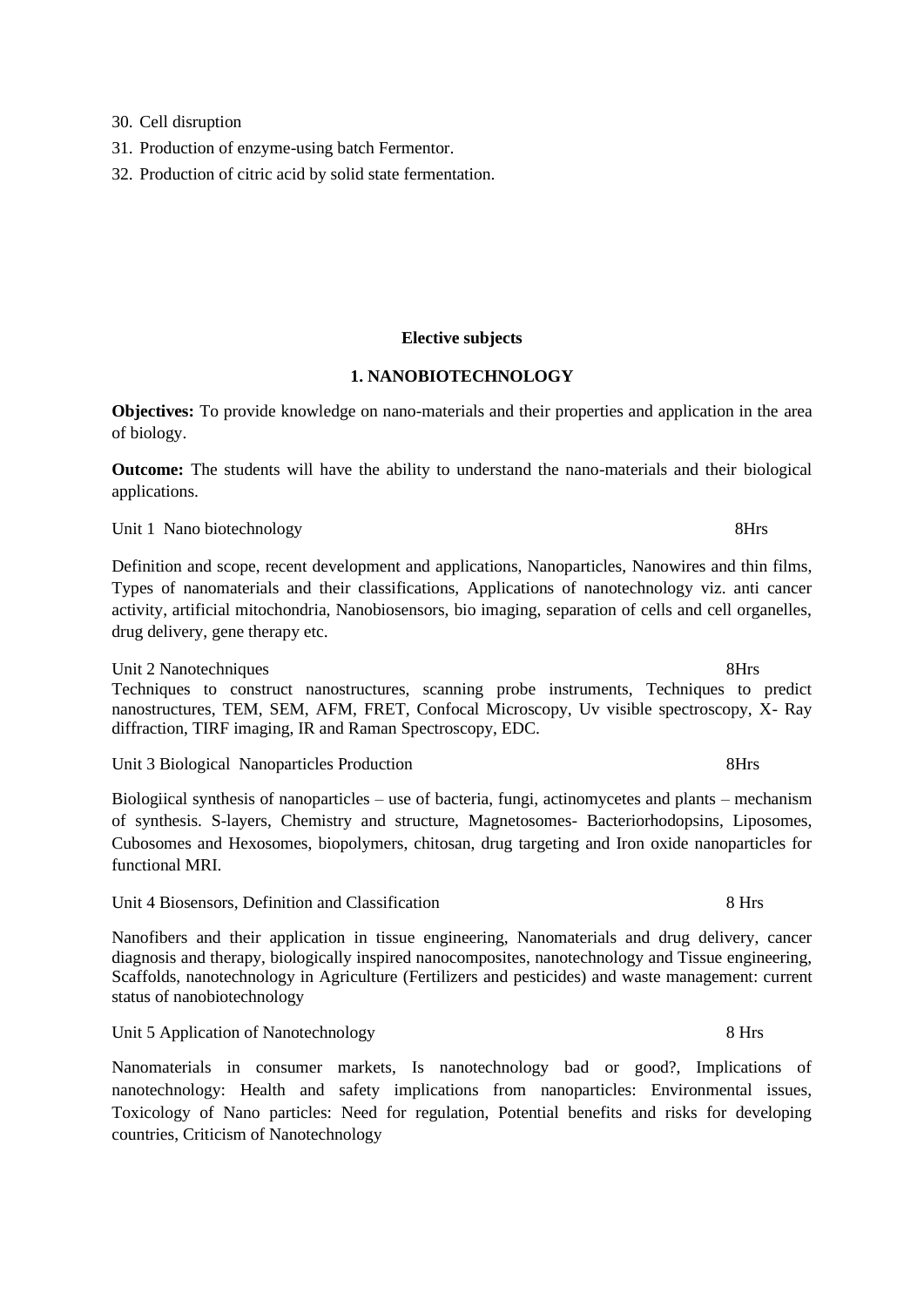30. Cell disruption
31. Production of enzyme-using batch Fermentor.
32. Production of citric acid by solid state fermentation.

## Elective subjects

### 1. NANOBIOTECHNOLOGY

**Objectives:** To provide knowledge on nano-materials and their properties and application in the area of biology.

**Outcome:** The students will have the ability to understand the nano-materials and their biological applications.

Unit 1 Nano biotechnology 8Hrs

Definition and scope, recent development and applications, Nanoparticles, Nanowires and thin films, Types of nanomaterials and their classifications, Applications of nanotechnology viz. anti cancer activity, artificial mitochondria, Nanobiosensors, bio imaging, separation of cells and cell organelles, drug delivery, gene therapy etc.

Unit 2 Nanotechniques 8Hrs

Techniques to construct nanostructures, scanning probe instruments, Techniques to predict nanostructures, TEM, SEM, AFM, FRET, Confocal Microscopy, Uv visible spectroscopy, X- Ray diffraction, TIRF imaging, IR and Raman Spectroscopy, EDC.

Unit 3 Biological Nanoparticles Production 8Hrs

Biologiical synthesis of nanoparticles – use of bacteria, fungi, actinomycetes and plants – mechanism of synthesis. S-layers, Chemistry and structure, Magnetosomes- Bacteriorhodopsins, Liposomes, Cubosomes and Hexosomes, biopolymers, chitosan, drug targeting and Iron oxide nanoparticles for functional MRI.

Unit 4 Biosensors, Definition and Classification 8 Hrs

Nanofibers and their application in tissue engineering, Nanomaterials and drug delivery, cancer diagnosis and therapy, biologically inspired nanocomposites, nanotechnology and Tissue engineering, Scaffolds, nanotechnology in Agriculture (Fertilizers and pesticides) and waste management: current status of nanobiotechnology

Unit 5 Application of Nanotechnology 8 Hrs

Nanomaterials in consumer markets, Is nanotechnology bad or good?, Implications of nanotechnology: Health and safety implications from nanoparticles: Environmental issues, Toxicology of Nano particles: Need for regulation, Potential benefits and risks for developing countries, Criticism of Nanotechnology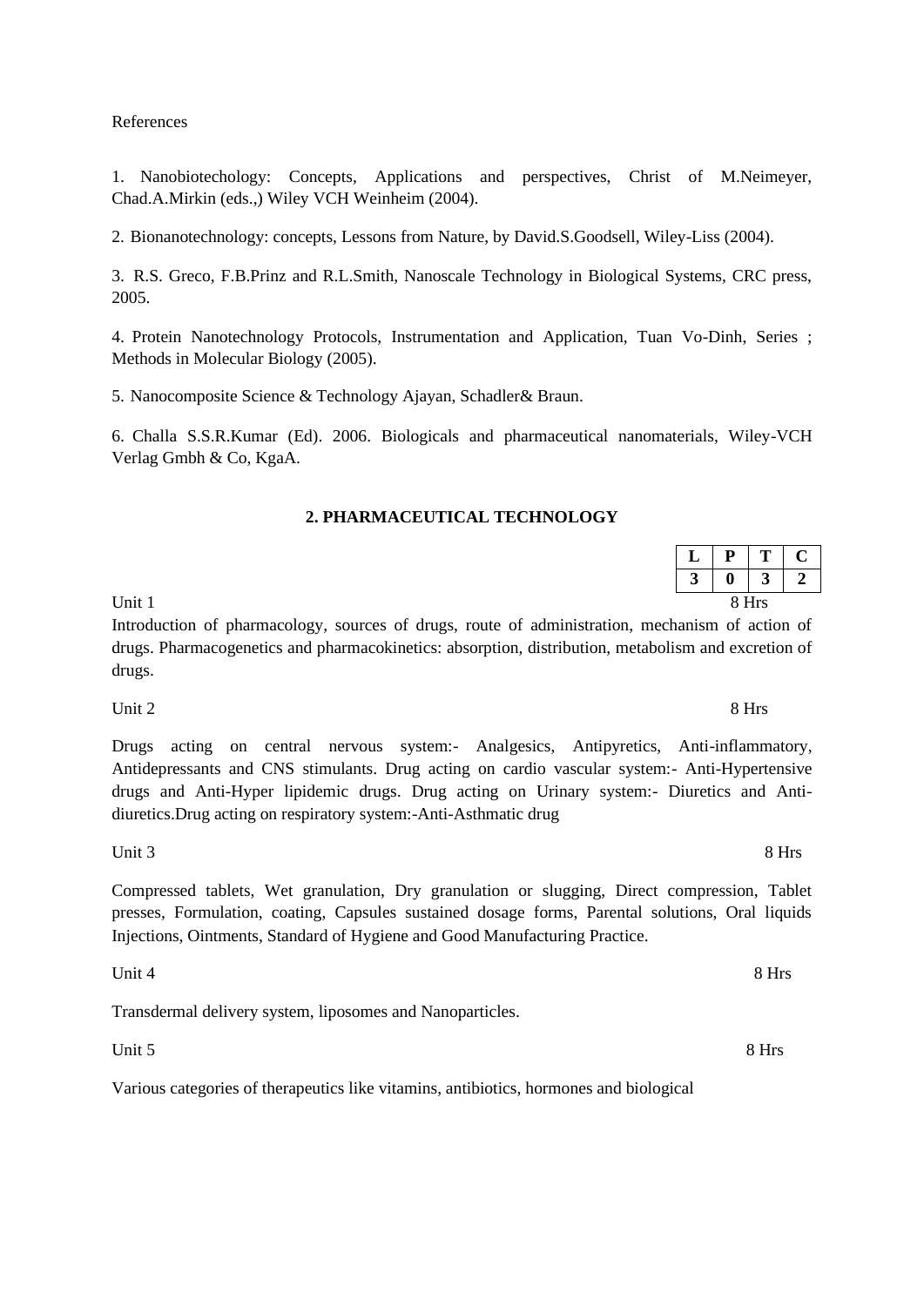References

1. Nanobiotechology: Concepts, Applications and perspectives, Christ of M.Neimeyer, Chad.A.Mirkin (eds.,) Wiley VCH Weinheim (2004).

2. Bionanotechnology: concepts, Lessons from Nature, by David.S.Goodsell, Wiley-Liss (2004).

3. R.S. Greco, F.B.Prinz and R.L.Smith, Nanoscale Technology in Biological Systems, CRC press, 2005.

4. Protein Nanotechnology Protocols, Instrumentation and Application, Tuan Vo-Dinh, Series ; Methods in Molecular Biology (2005).

5. Nanocomposite Science & Technology Ajayan, Schadler& Braun.

6. Challa S.S.R.Kumar (Ed). 2006. Biologicals and pharmaceutical nanomaterials, Wiley-VCH Verlag Gmbh & Co, KgaA.

## 2. PHARMACEUTICAL TECHNOLOGY

| L | P | T | C |
|---|---|---|---|
| 3 | 0 | 3 | 2 |

Unit 1 8 Hrs

Introduction of pharmacology, sources of drugs, route of administration, mechanism of action of drugs. Pharmacogenetics and pharmacokinetics: absorption, distribution, metabolism and excretion of drugs.

Unit 2 8 Hrs

Drugs acting on central nervous system:- Analgesics, Antipyretics, Anti-inflammatory, Antidepressants and CNS stimulants. Drug acting on cardio vascular system:- Anti-Hypertensive drugs and Anti-Hyper lipidemic drugs. Drug acting on Urinary system:- Diuretics and Anti-diuretics.Drug acting on respiratory system:-Anti-Asthmatic drug

Unit 3 8 Hrs

Compressed tablets, Wet granulation, Dry granulation or slugging, Direct compression, Tablet presses, Formulation, coating, Capsules sustained dosage forms, Parental solutions, Oral liquids Injections, Ointments, Standard of Hygiene and Good Manufacturing Practice.

Unit 4 8 Hrs

Transdermal delivery system, liposomes and Nanoparticles.

Unit 5 8 Hrs

Various categories of therapeutics like vitamins, antibiotics, hormones and biological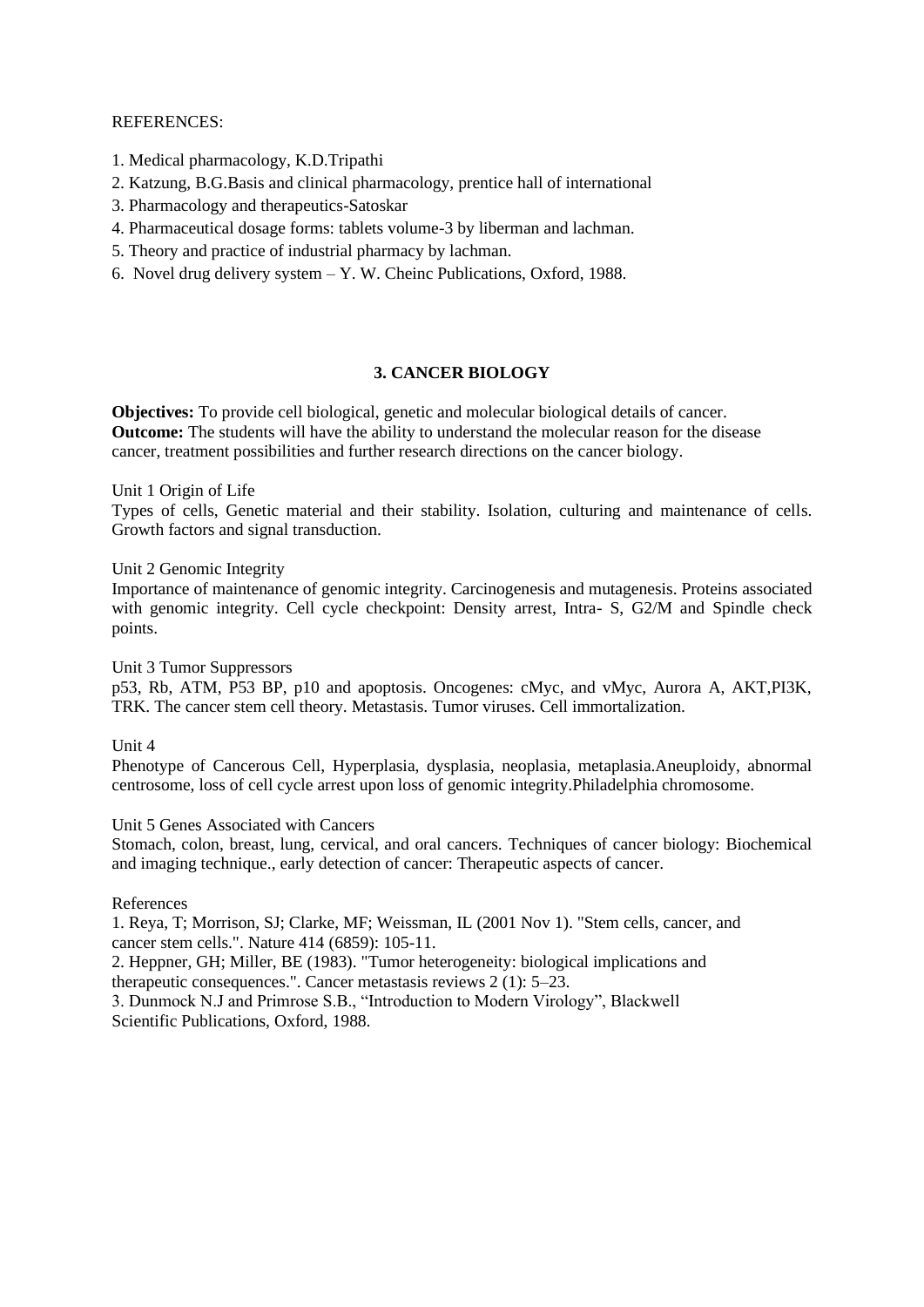REFERENCES:

1. Medical pharmacology, K.D.Tripathi
2. Katzung, B.G.Basis and clinical pharmacology, prentice hall of international
3. Pharmacology and therapeutics-Satoskar
4. Pharmaceutical dosage forms: tablets volume-3 by liberman and lachman.
5. Theory and practice of industrial pharmacy by lachman.
6. Novel drug delivery system – Y. W. Cheinc Publications, Oxford, 1988.

## 3. CANCER BIOLOGY

**Objectives:** To provide cell biological, genetic and molecular biological details of cancer.
**Outcome:** The students will have the ability to understand the molecular reason for the disease cancer, treatment possibilities and further research directions on the cancer biology.

Unit 1 Origin of Life
Types of cells, Genetic material and their stability. Isolation, culturing and maintenance of cells. Growth factors and signal transduction.

Unit 2 Genomic Integrity
Importance of maintenance of genomic integrity. Carcinogenesis and mutagenesis. Proteins associated with genomic integrity. Cell cycle checkpoint: Density arrest, Intra- S, G2/M and Spindle check points.

Unit 3 Tumor Suppressors
p53, Rb, ATM, P53 BP, p10 and apoptosis. Oncogenes: cMyc, and vMyc, Aurora A, AKT,PI3K, TRK. The cancer stem cell theory. Metastasis. Tumor viruses. Cell immortalization.

Unit 4
Phenotype of Cancerous Cell, Hyperplasia, dysplasia, neoplasia, metaplasia.Aneuploidy, abnormal centrosome, loss of cell cycle arrest upon loss of genomic integrity.Philadelphia chromosome.

Unit 5 Genes Associated with Cancers
Stomach, colon, breast, lung, cervical, and oral cancers. Techniques of cancer biology: Biochemical and imaging technique., early detection of cancer: Therapeutic aspects of cancer.

References
1. Reya, T; Morrison, SJ; Clarke, MF; Weissman, IL (2001 Nov 1). "Stem cells, cancer, and cancer stem cells.". Nature 414 (6859): 105-11.
2. Heppner, GH; Miller, BE (1983). "Tumor heterogeneity: biological implications and therapeutic consequences.". Cancer metastasis reviews 2 (1): 5–23.
3. Dunmock N.J and Primrose S.B., "Introduction to Modern Virology", Blackwell Scientific Publications, Oxford, 1988.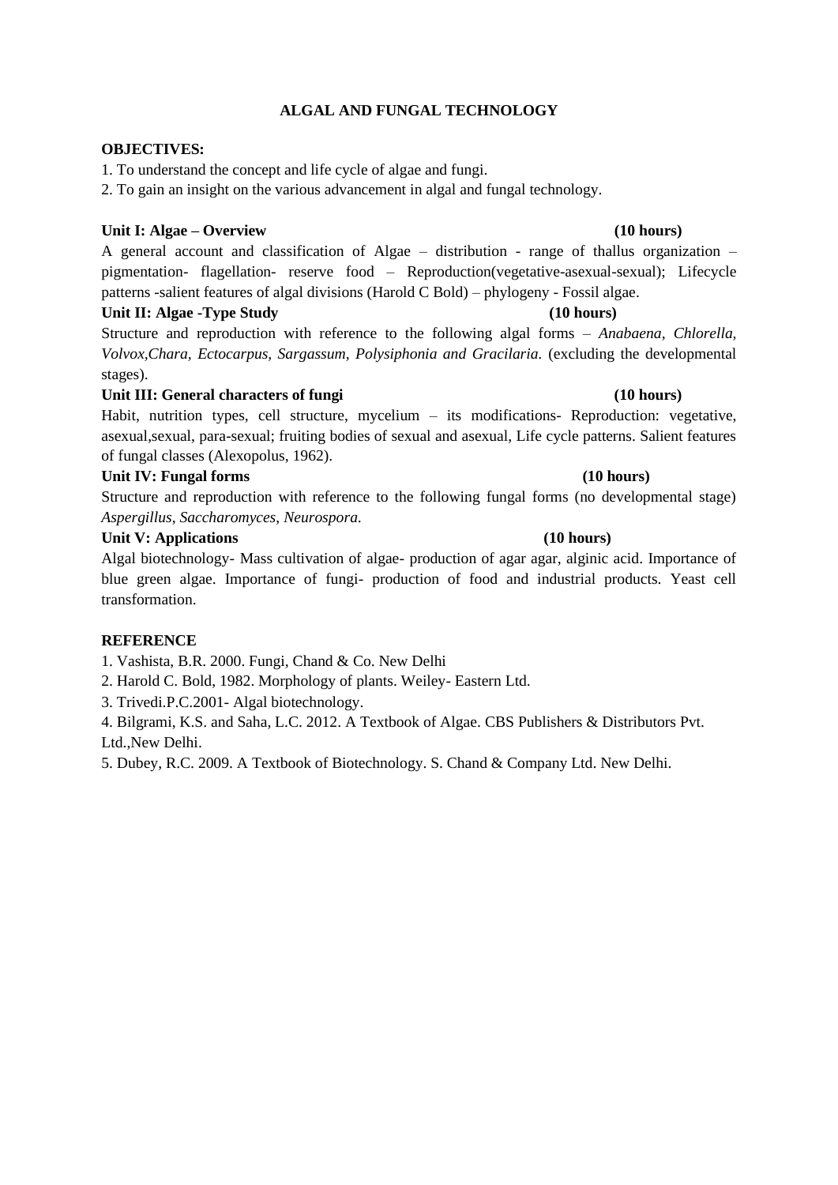# ALGAL AND FUNGAL TECHNOLOGY

**OBJECTIVES:**

1. To understand the concept and life cycle of algae and fungi.
2. To gain an insight on the various advancement in algal and fungal technology.

**Unit I: Algae – Overview (10 hours)**

A general account and classification of Algae – distribution - range of thallus organization – pigmentation- flagellation- reserve food – Reproduction(vegetative-asexual-sexual); Lifecycle patterns -salient features of algal divisions (Harold C Bold) – phylogeny - Fossil algae.

**Unit II: Algae -Type Study (10 hours)**

Structure and reproduction with reference to the following algal forms – *Anabaena, Chlorella, Volvox,Chara, Ectocarpus, Sargassum, Polysiphonia and Gracilaria.* (excluding the developmental stages).

**Unit III: General characters of fungi (10 hours)**

Habit, nutrition types, cell structure, mycelium – its modifications- Reproduction: vegetative, asexual,sexual, para-sexual; fruiting bodies of sexual and asexual, Life cycle patterns. Salient features of fungal classes (Alexopolus, 1962).

**Unit IV: Fungal forms (10 hours)**

Structure and reproduction with reference to the following fungal forms (no developmental stage) *Aspergillus*, *Saccharomyces*, *Neurospora.*

**Unit V: Applications (10 hours)**

Algal biotechnology- Mass cultivation of algae- production of agar agar, alginic acid. Importance of blue green algae. Importance of fungi- production of food and industrial products. Yeast cell transformation.

**REFERENCE**

1. Vashista, B.R. 2000. Fungi, Chand & Co. New Delhi
2. Harold C. Bold, 1982. Morphology of plants. Weiley- Eastern Ltd.
3. Trivedi.P.C.2001- Algal biotechnology.
4. Bilgrami, K.S. and Saha, L.C. 2012. A Textbook of Algae. CBS Publishers & Distributors Pvt. Ltd.,New Delhi.
5. Dubey, R.C. 2009. A Textbook of Biotechnology. S. Chand & Company Ltd. New Delhi.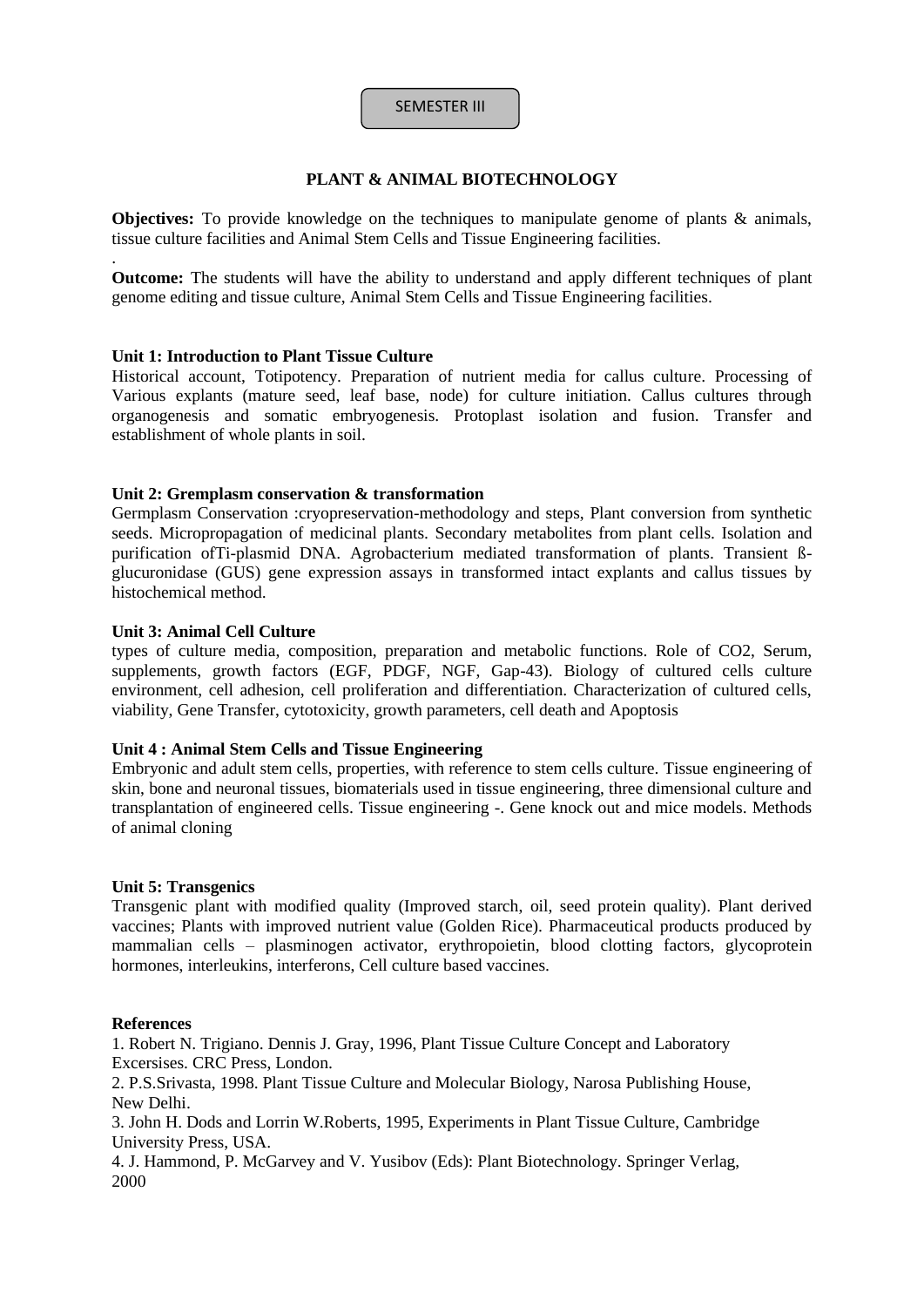SEMESTER III

## PLANT & ANIMAL BIOTECHNOLOGY

**Objectives:** To provide knowledge on the techniques to manipulate genome of plants & animals, tissue culture facilities and Animal Stem Cells and Tissue Engineering facilities.

.

**Outcome:** The students will have the ability to understand and apply different techniques of plant genome editing and tissue culture, Animal Stem Cells and Tissue Engineering facilities.

**Unit 1: Introduction to Plant Tissue Culture**

Historical account, Totipotency. Preparation of nutrient media for callus culture. Processing of Various explants (mature seed, leaf base, node) for culture initiation. Callus cultures through organogenesis and somatic embryogenesis. Protoplast isolation and fusion. Transfer and establishment of whole plants in soil.

**Unit 2: Gremplasm conservation & transformation**

Germplasm Conservation :cryopreservation-methodology and steps, Plant conversion from synthetic seeds. Micropropagation of medicinal plants. Secondary metabolites from plant cells. Isolation and purification ofTi-plasmid DNA. Agrobacterium mediated transformation of plants. Transient ß-glucuronidase (GUS) gene expression assays in transformed intact explants and callus tissues by histochemical method.

**Unit 3: Animal Cell Culture**

types of culture media, composition, preparation and metabolic functions. Role of $CO_2$, Serum, supplements, growth factors (EGF, PDGF, NGF, Gap-43). Biology of cultured cells culture environment, cell adhesion, cell proliferation and differentiation. Characterization of cultured cells, viability, Gene Transfer, cytotoxicity, growth parameters, cell death and Apoptosis

**Unit 4 : Animal Stem Cells and Tissue Engineering**

Embryonic and adult stem cells, properties, with reference to stem cells culture. Tissue engineering of skin, bone and neuronal tissues, biomaterials used in tissue engineering, three dimensional culture and transplantation of engineered cells. Tissue engineering -. Gene knock out and mice models. Methods of animal cloning

**Unit 5: Transgenics**

Transgenic plant with modified quality (Improved starch, oil, seed protein quality). Plant derived vaccines; Plants with improved nutrient value (Golden Rice). Pharmaceutical products produced by mammalian cells – plasminogen activator, erythropoietin, blood clotting factors, glycoprotein hormones, interleukins, interferons, Cell culture based vaccines.

**References**

1. Robert N. Trigiano. Dennis J. Gray, 1996, Plant Tissue Culture Concept and Laboratory Excersises. CRC Press, London.
2. P.S.Srivasta, 1998. Plant Tissue Culture and Molecular Biology, Narosa Publishing House, New Delhi.
3. John H. Dods and Lorrin W.Roberts, 1995, Experiments in Plant Tissue Culture, Cambridge University Press, USA.
4. J. Hammond, P. McGarvey and V. Yusibov (Eds): Plant Biotechnology. Springer Verlag, 2000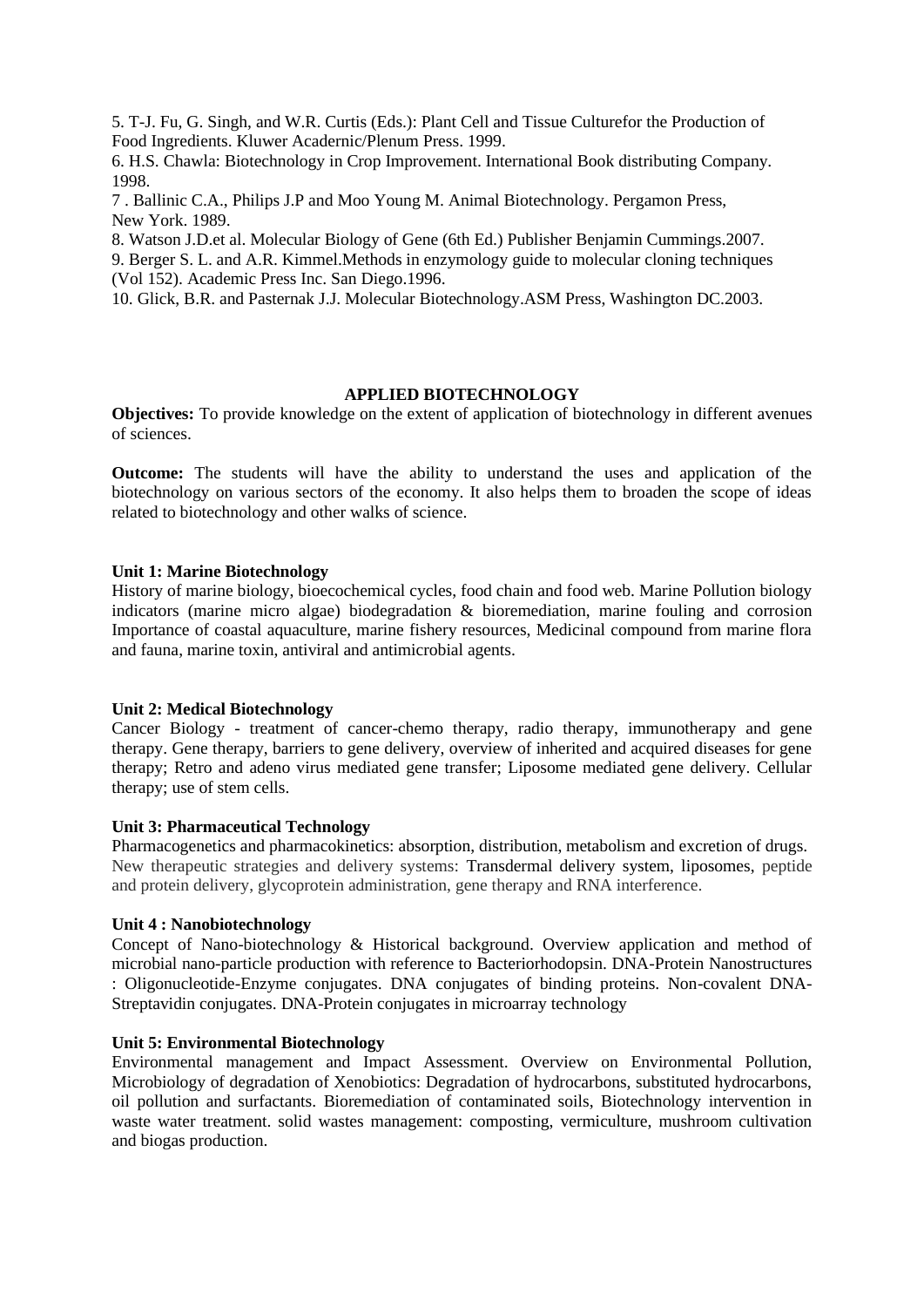5. T-J. Fu, G. Singh, and W.R. Curtis (Eds.): Plant Cell and Tissue Culturefor the Production of Food Ingredients. Kluwer Acadernic/Plenum Press. 1999.
6. H.S. Chawla: Biotechnology in Crop Improvement. International Book distributing Company. 1998.
7 . Ballinic C.A., Philips J.P and Moo Young M. Animal Biotechnology. Pergamon Press, New York. 1989.
8. Watson J.D.et al. Molecular Biology of Gene (6th Ed.) Publisher Benjamin Cummings.2007.
9. Berger S. L. and A.R. Kimmel.Methods in enzymology guide to molecular cloning techniques (Vol 152). Academic Press Inc. San Diego.1996.
10. Glick, B.R. and Pasternak J.J. Molecular Biotechnology.ASM Press, Washington DC.2003.

## APPLIED BIOTECHNOLOGY

**Objectives:** To provide knowledge on the extent of application of biotechnology in different avenues of sciences.

**Outcome:** The students will have the ability to understand the uses and application of the biotechnology on various sectors of the economy. It also helps them to broaden the scope of ideas related to biotechnology and other walks of science.

**Unit 1: Marine Biotechnology**
History of marine biology, bioecochemical cycles, food chain and food web. Marine Pollution biology indicators (marine micro algae) biodegradation & bioremediation, marine fouling and corrosion Importance of coastal aquaculture, marine fishery resources, Medicinal compound from marine flora and fauna, marine toxin, antiviral and antimicrobial agents.

**Unit 2: Medical Biotechnology**
Cancer Biology - treatment of cancer-chemo therapy, radio therapy, immunotherapy and gene therapy. Gene therapy, barriers to gene delivery, overview of inherited and acquired diseases for gene therapy; Retro and adeno virus mediated gene transfer; Liposome mediated gene delivery. Cellular therapy; use of stem cells.

**Unit 3: Pharmaceutical Technology**
Pharmacogenetics and pharmacokinetics: absorption, distribution, metabolism and excretion of drugs. New therapeutic strategies and delivery systems: Transdermal delivery system, liposomes, peptide and protein delivery, glycoprotein administration, gene therapy and RNA interference.

**Unit 4 : Nanobiotechnology**
Concept of Nano-biotechnology & Historical background. Overview application and method of microbial nano-particle production with reference to Bacteriorhodopsin. DNA-Protein Nanostructures : Oligonucleotide-Enzyme conjugates. DNA conjugates of binding proteins. Non-covalent DNA-Streptavidin conjugates. DNA-Protein conjugates in microarray technology

**Unit 5: Environmental Biotechnology**
Environmental management and Impact Assessment. Overview on Environmental Pollution, Microbiology of degradation of Xenobiotics: Degradation of hydrocarbons, substituted hydrocarbons, oil pollution and surfactants. Bioremediation of contaminated soils, Biotechnology intervention in waste water treatment. solid wastes management: composting, vermiculture, mushroom cultivation and biogas production.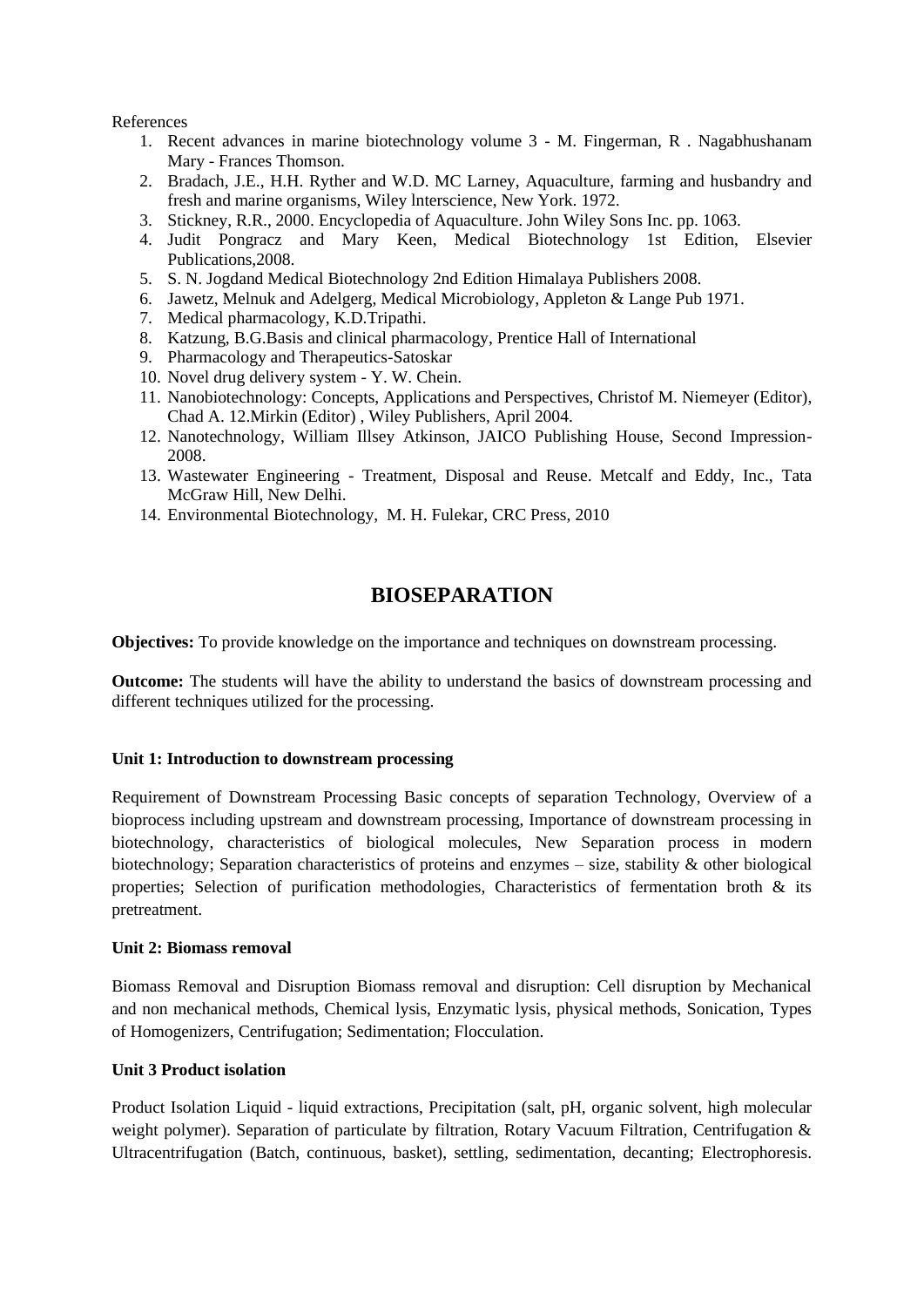References

1. Recent advances in marine biotechnology volume 3 - M. Fingerman, R . Nagabhushanam Mary - Frances Thomson.
2. Bradach, J.E., H.H. Ryther and W.D. MC Larney, Aquaculture, farming and husbandry and fresh and marine organisms, Wiley lnterscience, New York. 1972.
3. Stickney, R.R., 2000. Encyclopedia of Aquaculture. John Wiley Sons Inc. pp. 1063.
4. Judit Pongracz and Mary Keen, Medical Biotechnology 1st Edition, Elsevier Publications,2008.
5. S. N. Jogdand Medical Biotechnology 2nd Edition Himalaya Publishers 2008.
6. Jawetz, Melnuk and Adelgerg, Medical Microbiology, Appleton & Lange Pub 1971.
7. Medical pharmacology, K.D.Tripathi.
8. Katzung, B.G.Basis and clinical pharmacology, Prentice Hall of International
9. Pharmacology and Therapeutics-Satoskar
10. Novel drug delivery system - Y. W. Chein.
11. Nanobiotechnology: Concepts, Applications and Perspectives, Christof M. Niemeyer (Editor), Chad A. 12.Mirkin (Editor) , Wiley Publishers, April 2004.
12. Nanotechnology, William Illsey Atkinson, JAICO Publishing House, Second Impression-2008.
13. Wastewater Engineering - Treatment, Disposal and Reuse. Metcalf and Eddy, Inc., Tata McGraw Hill, New Delhi.
14. Environmental Biotechnology, M. H. Fulekar, CRC Press, 2010

# BIOSEPARATION

**Objectives:** To provide knowledge on the importance and techniques on downstream processing.

**Outcome:** The students will have the ability to understand the basics of downstream processing and different techniques utilized for the processing.

**Unit 1: Introduction to downstream processing**

Requirement of Downstream Processing Basic concepts of separation Technology, Overview of a bioprocess including upstream and downstream processing, Importance of downstream processing in biotechnology, characteristics of biological molecules, New Separation process in modern biotechnology; Separation characteristics of proteins and enzymes – size, stability & other biological properties; Selection of purification methodologies, Characteristics of fermentation broth & its pretreatment.

**Unit 2: Biomass removal**

Biomass Removal and Disruption Biomass removal and disruption: Cell disruption by Mechanical and non mechanical methods, Chemical lysis, Enzymatic lysis, physical methods, Sonication, Types of Homogenizers, Centrifugation; Sedimentation; Flocculation.

**Unit 3 Product isolation**

Product Isolation Liquid - liquid extractions, Precipitation (salt, pH, organic solvent, high molecular weight polymer). Separation of particulate by filtration, Rotary Vacuum Filtration, Centrifugation & Ultracentrifugation (Batch, continuous, basket), settling, sedimentation, decanting; Electrophoresis.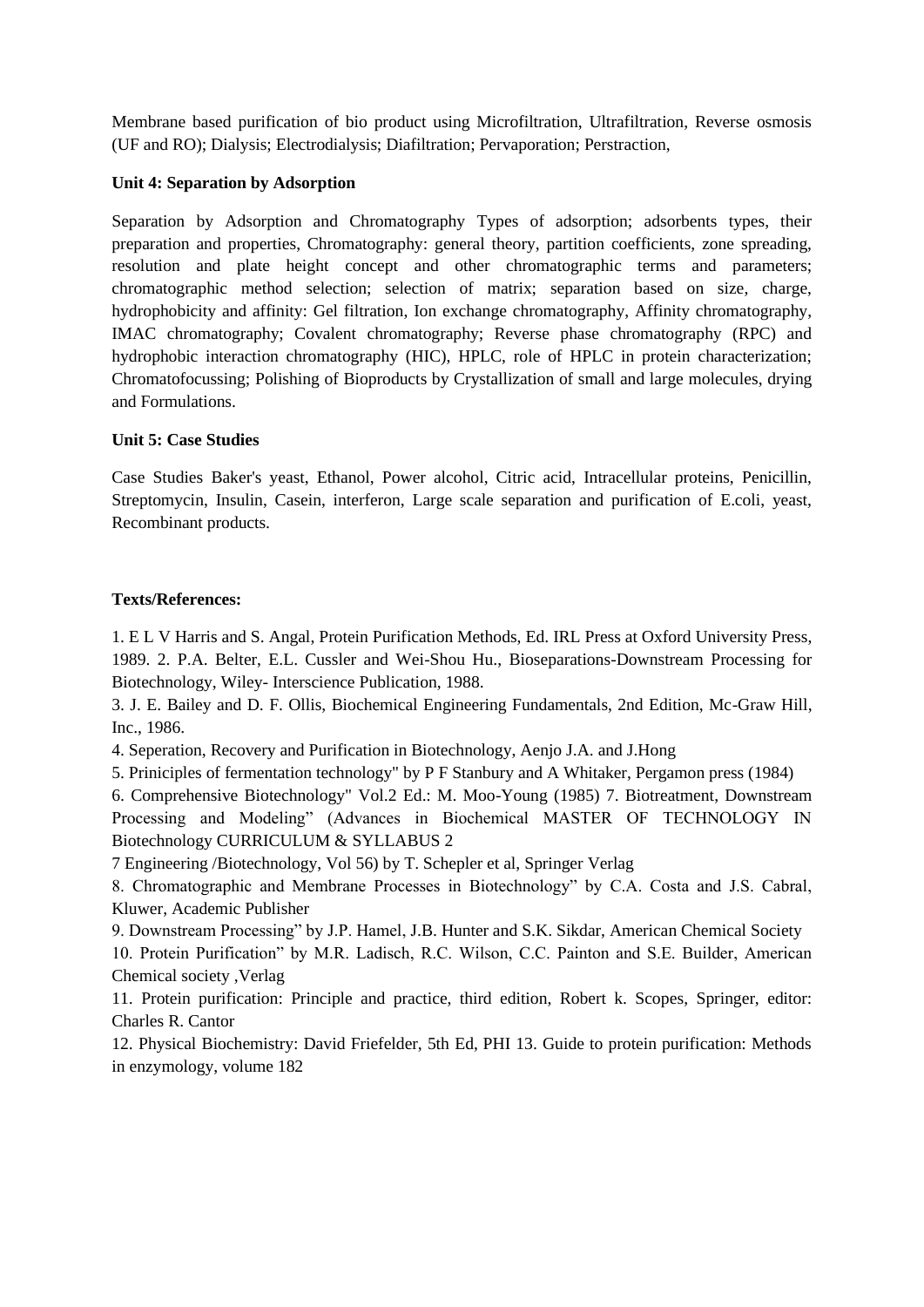Membrane based purification of bio product using Microfiltration, Ultrafiltration, Reverse osmosis (UF and RO); Dialysis; Electrodialysis; Diafiltration; Pervaporation; Perstraction,

**Unit 4: Separation by Adsorption**

Separation by Adsorption and Chromatography Types of adsorption; adsorbents types, their preparation and properties, Chromatography: general theory, partition coefficients, zone spreading, resolution and plate height concept and other chromatographic terms and parameters; chromatographic method selection; selection of matrix; separation based on size, charge, hydrophobicity and affinity: Gel filtration, Ion exchange chromatography, Affinity chromatography, IMAC chromatography; Covalent chromatography; Reverse phase chromatography (RPC) and hydrophobic interaction chromatography (HIC), HPLC, role of HPLC in protein characterization; Chromatofocussing; Polishing of Bioproducts by Crystallization of small and large molecules, drying and Formulations.

**Unit 5: Case Studies**

Case Studies Baker's yeast, Ethanol, Power alcohol, Citric acid, Intracellular proteins, Penicillin, Streptomycin, Insulin, Casein, interferon, Large scale separation and purification of E.coli, yeast, Recombinant products.

**Texts/References:**

1. E L V Harris and S. Angal, Protein Purification Methods, Ed. IRL Press at Oxford University Press, 1989. 2. P.A. Belter, E.L. Cussler and Wei-Shou Hu., Bioseparations-Downstream Processing for Biotechnology, Wiley- Interscience Publication, 1988.

3. J. E. Bailey and D. F. Ollis, Biochemical Engineering Fundamentals, 2nd Edition, Mc-Graw Hill, Inc., 1986.

4. Seperation, Recovery and Purification in Biotechnology, Aenjo J.A. and J.Hong

5. Priniciples of fermentation technology" by P F Stanbury and A Whitaker, Pergamon press (1984)

6. Comprehensive Biotechnology" Vol.2 Ed.: M. Moo-Young (1985) 7. Biotreatment, Downstream Processing and Modeling" (Advances in Biochemical MASTER OF TECHNOLOGY IN Biotechnology CURRICULUM & SYLLABUS 2

7 Engineering /Biotechnology, Vol 56) by T. Schepler et al, Springer Verlag

8. Chromatographic and Membrane Processes in Biotechnology" by C.A. Costa and J.S. Cabral, Kluwer, Academic Publisher

9. Downstream Processing" by J.P. Hamel, J.B. Hunter and S.K. Sikdar, American Chemical Society

10. Protein Purification" by M.R. Ladisch, R.C. Wilson, C.C. Painton and S.E. Builder, American Chemical society ,Verlag

11. Protein purification: Principle and practice, third edition, Robert k. Scopes, Springer, editor: Charles R. Cantor

12. Physical Biochemistry: David Friefelder, 5th Ed, PHI 13. Guide to protein purification: Methods in enzymology, volume 182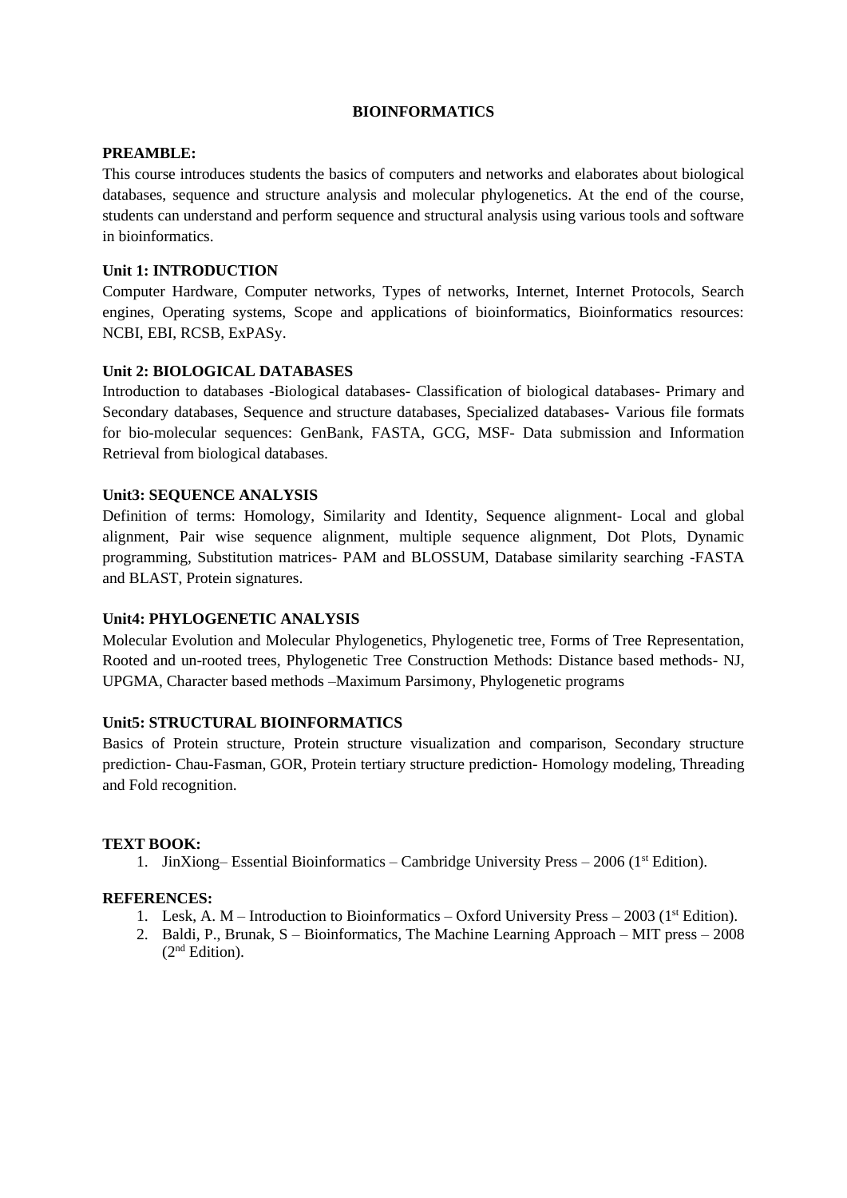# BIOINFORMATICS

**PREAMBLE:**

This course introduces students the basics of computers and networks and elaborates about biological databases, sequence and structure analysis and molecular phylogenetics. At the end of the course, students can understand and perform sequence and structural analysis using various tools and software in bioinformatics.

**Unit 1: INTRODUCTION**

Computer Hardware, Computer networks, Types of networks, Internet, Internet Protocols, Search engines, Operating systems, Scope and applications of bioinformatics, Bioinformatics resources: NCBI, EBI, RCSB, ExPASy.

**Unit 2: BIOLOGICAL DATABASES**

Introduction to databases -Biological databases- Classification of biological databases- Primary and Secondary databases, Sequence and structure databases, Specialized databases**-** Various file formats for bio-molecular sequences: GenBank, FASTA, GCG, MSF- Data submission and Information Retrieval from biological databases.

**Unit3: SEQUENCE ANALYSIS**

Definition of terms: Homology, Similarity and Identity, Sequence alignment- Local and global alignment, Pair wise sequence alignment, multiple sequence alignment, Dot Plots, Dynamic programming, Substitution matrices- PAM and BLOSSUM, Database similarity searching -FASTA and BLAST, Protein signatures.

**Unit4: PHYLOGENETIC ANALYSIS**

Molecular Evolution and Molecular Phylogenetics, Phylogenetic tree, Forms of Tree Representation, Rooted and un-rooted trees, Phylogenetic Tree Construction Methods: Distance based methods- NJ, UPGMA, Character based methods –Maximum Parsimony, Phylogenetic programs

**Unit5: STRUCTURAL BIOINFORMATICS**

Basics of Protein structure, Protein structure visualization and comparison, Secondary structure prediction- Chau-Fasman, GOR, Protein tertiary structure prediction- Homology modeling, Threading and Fold recognition.

**TEXT BOOK:**

1. JinXiong– Essential Bioinformatics – Cambridge University Press – 2006 (1st Edition).

**REFERENCES:**

1. Lesk, A. M – Introduction to Bioinformatics – Oxford University Press – 2003 (1st Edition).
2. Baldi, P., Brunak, S – Bioinformatics, The Machine Learning Approach – MIT press – 2008 (2nd Edition).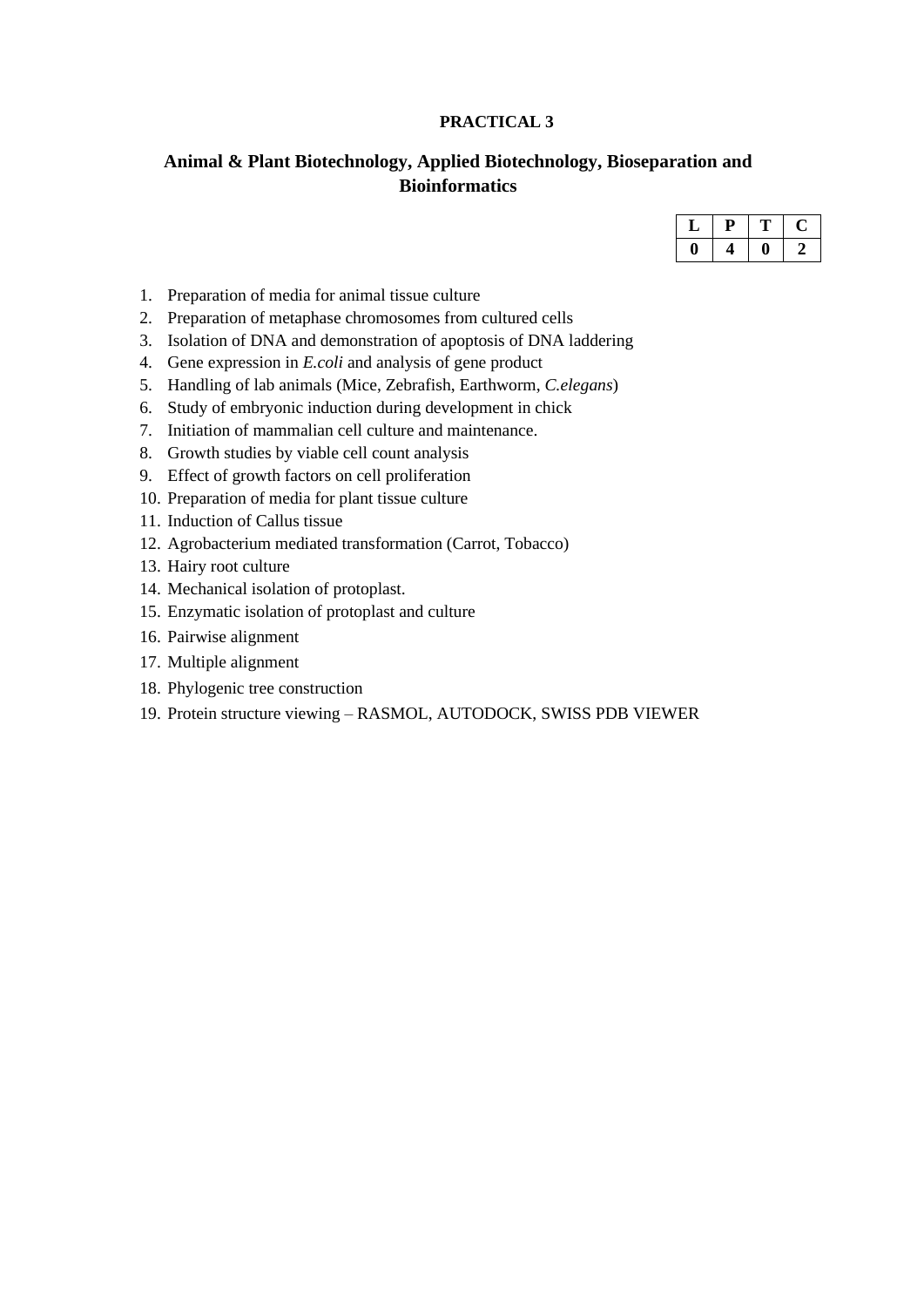**PRACTICAL 3**

**Animal & Plant Biotechnology, Applied Biotechnology, Bioseparation and Bioinformatics**

| L | P | T | C |
|---|---|---|---|
| 0 | 4 | 0 | 2 |

1. Preparation of media for animal tissue culture
2. Preparation of metaphase chromosomes from cultured cells
3. Isolation of DNA and demonstration of apoptosis of DNA laddering
4. Gene expression in *E.coli* and analysis of gene product
5. Handling of lab animals (Mice, Zebrafish, Earthworm, *C.elegans*)
6. Study of embryonic induction during development in chick
7. Initiation of mammalian cell culture and maintenance.
8. Growth studies by viable cell count analysis
9. Effect of growth factors on cell proliferation
10. Preparation of media for plant tissue culture
11. Induction of Callus tissue
12. Agrobacterium mediated transformation (Carrot, Tobacco)
13. Hairy root culture
14. Mechanical isolation of protoplast.
15. Enzymatic isolation of protoplast and culture
16. Pairwise alignment
17. Multiple alignment
18. Phylogenic tree construction
19. Protein structure viewing – RASMOL, AUTODOCK, SWISS PDB VIEWER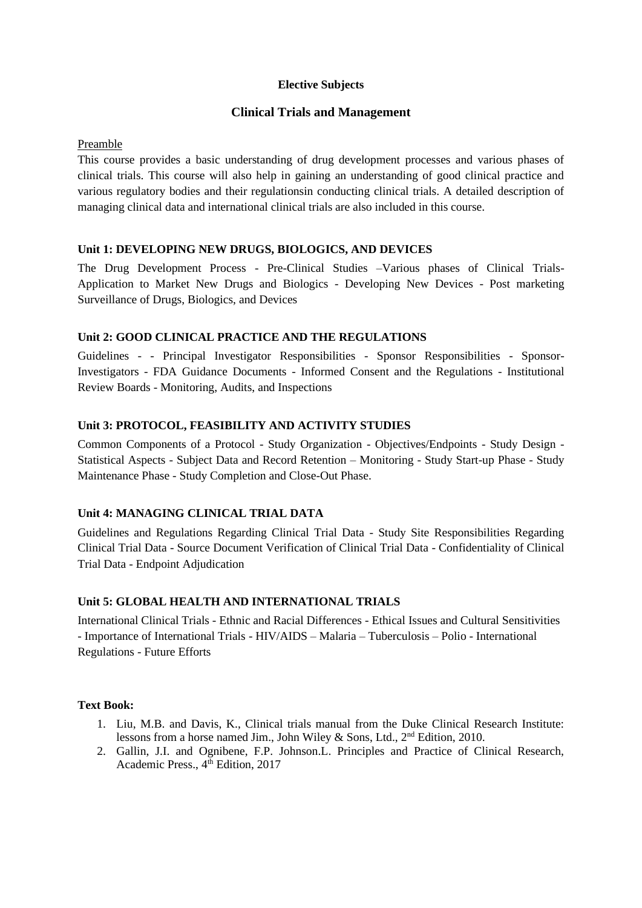**Elective Subjects**

## Clinical Trials and Management

Preamble

This course provides a basic understanding of drug development processes and various phases of clinical trials. This course will also help in gaining an understanding of good clinical practice and various regulatory bodies and their regulationsin conducting clinical trials. A detailed description of managing clinical data and international clinical trials are also included in this course.

### Unit 1: DEVELOPING NEW DRUGS, BIOLOGICS, AND DEVICES

The Drug Development Process - Pre-Clinical Studies –Various phases of Clinical Trials- Application to Market New Drugs and Biologics - Developing New Devices - Post marketing Surveillance of Drugs, Biologics, and Devices

### Unit 2: GOOD CLINICAL PRACTICE AND THE REGULATIONS

Guidelines - - Principal Investigator Responsibilities - Sponsor Responsibilities - Sponsor-Investigators - FDA Guidance Documents - Informed Consent and the Regulations - Institutional Review Boards - Monitoring, Audits, and Inspections

### Unit 3: PROTOCOL, FEASIBILITY AND ACTIVITY STUDIES

Common Components of a Protocol - Study Organization - Objectives/Endpoints - Study Design - Statistical Aspects - Subject Data and Record Retention – Monitoring - Study Start-up Phase - Study Maintenance Phase - Study Completion and Close-Out Phase.

### Unit 4: MANAGING CLINICAL TRIAL DATA

Guidelines and Regulations Regarding Clinical Trial Data - Study Site Responsibilities Regarding Clinical Trial Data - Source Document Verification of Clinical Trial Data - Confidentiality of Clinical Trial Data - Endpoint Adjudication

### Unit 5: GLOBAL HEALTH AND INTERNATIONAL TRIALS

International Clinical Trials - Ethnic and Racial Differences - Ethical Issues and Cultural Sensitivities - Importance of International Trials - HIV/AIDS – Malaria – Tuberculosis – Polio - International Regulations - Future Efforts

**Text Book:**

1. Liu, M.B. and Davis, K., Clinical trials manual from the Duke Clinical Research Institute: lessons from a horse named Jim., John Wiley & Sons, Ltd., 2nd Edition, 2010.
2. Gallin, J.I. and Ognibene, F.P. Johnson.L. Principles and Practice of Clinical Research, Academic Press., 4th Edition, 2017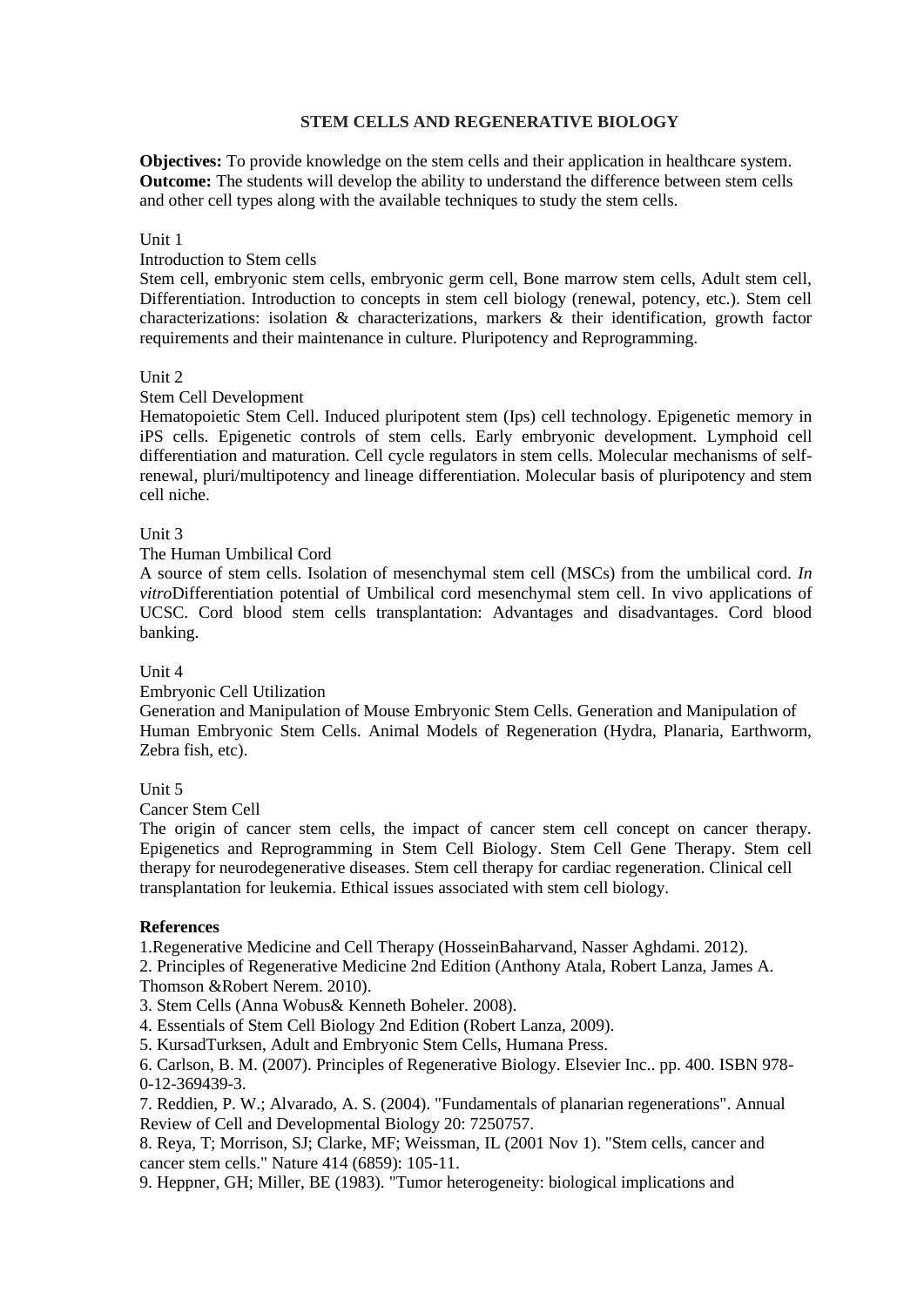## STEM CELLS AND REGENERATIVE BIOLOGY

**Objectives:** To provide knowledge on the stem cells and their application in healthcare system.
**Outcome:** The students will develop the ability to understand the difference between stem cells and other cell types along with the available techniques to study the stem cells.

Unit 1

Introduction to Stem cells

Stem cell, embryonic stem cells, embryonic germ cell, Bone marrow stem cells, Adult stem cell, Differentiation. Introduction to concepts in stem cell biology (renewal, potency, etc.). Stem cell characterizations: isolation & characterizations, markers & their identification, growth factor requirements and their maintenance in culture. Pluripotency and Reprogramming.

Unit 2

Stem Cell Development

Hematopoietic Stem Cell. Induced pluripotent stem (Ips) cell technology. Epigenetic memory in iPS cells. Epigenetic controls of stem cells. Early embryonic development. Lymphoid cell differentiation and maturation. Cell cycle regulators in stem cells. Molecular mechanisms of self-renewal, pluri/multipotency and lineage differentiation. Molecular basis of pluripotency and stem cell niche.

Unit 3

The Human Umbilical Cord

A source of stem cells. Isolation of mesenchymal stem cell (MSCs) from the umbilical cord. *In vitro*Differentiation potential of Umbilical cord mesenchymal stem cell. In vivo applications of UCSC. Cord blood stem cells transplantation: Advantages and disadvantages. Cord blood banking.

Unit 4

Embryonic Cell Utilization

Generation and Manipulation of Mouse Embryonic Stem Cells. Generation and Manipulation of Human Embryonic Stem Cells. Animal Models of Regeneration (Hydra, Planaria, Earthworm, Zebra fish, etc).

Unit 5

Cancer Stem Cell

The origin of cancer stem cells, the impact of cancer stem cell concept on cancer therapy. Epigenetics and Reprogramming in Stem Cell Biology. Stem Cell Gene Therapy. Stem cell therapy for neurodegenerative diseases. Stem cell therapy for cardiac regeneration. Clinical cell transplantation for leukemia. Ethical issues associated with stem cell biology.

**References**

1.Regenerative Medicine and Cell Therapy (HosseinBaharvand, Nasser Aghdami. 2012).
2. Principles of Regenerative Medicine 2nd Edition (Anthony Atala, Robert Lanza, James A. Thomson &Robert Nerem. 2010).
3. Stem Cells (Anna Wobus& Kenneth Boheler. 2008).
4. Essentials of Stem Cell Biology 2nd Edition (Robert Lanza, 2009).
5. KursadTurksen, Adult and Embryonic Stem Cells, Humana Press.
6. Carlson, B. M. (2007). Principles of Regenerative Biology. Elsevier Inc.. pp. 400. ISBN 978-0-12-369439-3.
7. Reddien, P. W.; Alvarado, A. S. (2004). "Fundamentals of planarian regenerations". Annual Review of Cell and Developmental Biology 20: 7250757.
8. Reya, T; Morrison, SJ; Clarke, MF; Weissman, IL (2001 Nov 1). "Stem cells, cancer and cancer stem cells." Nature 414 (6859): 105-11.
9. Heppner, GH; Miller, BE (1983). "Tumor heterogeneity: biological implications and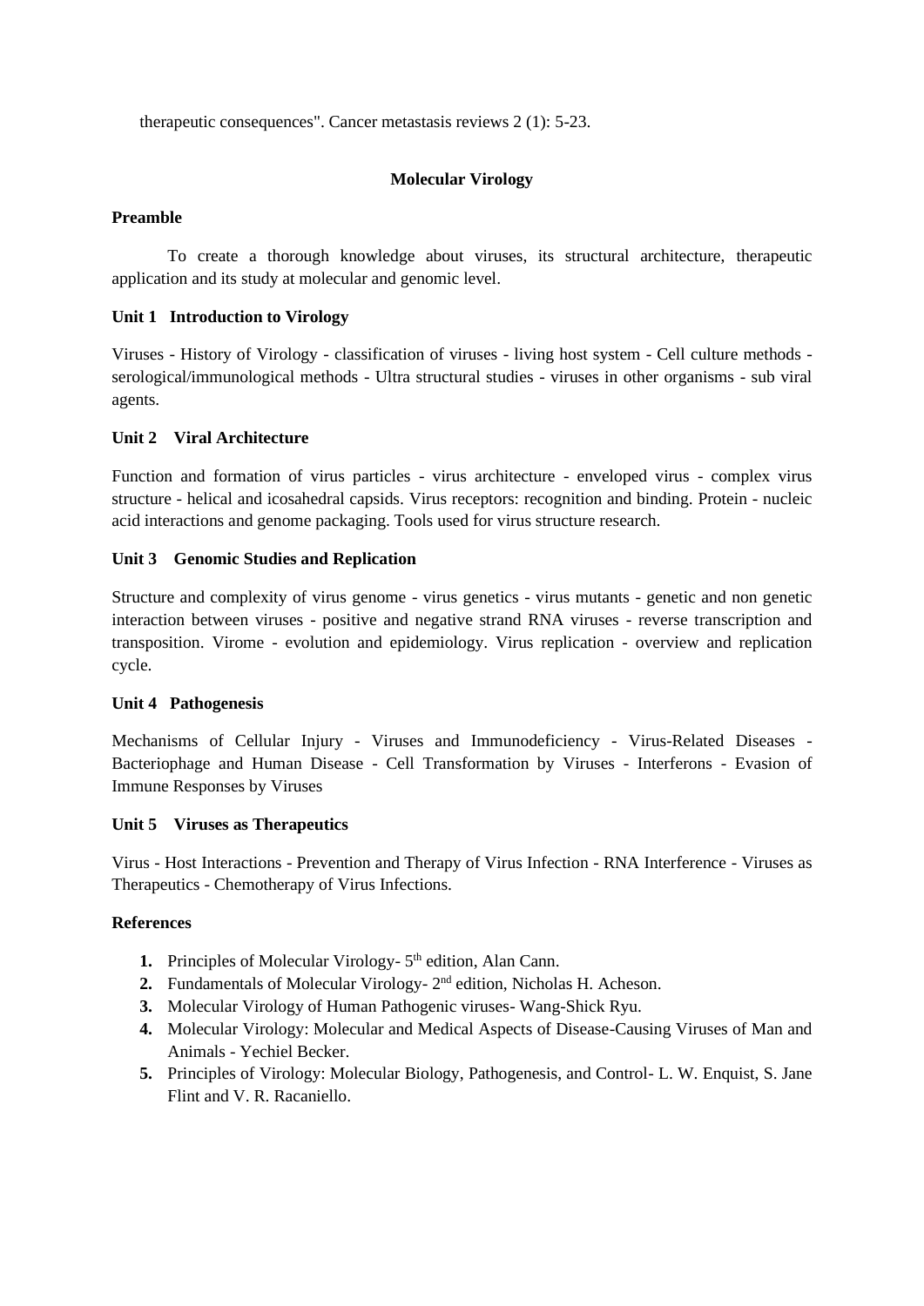therapeutic consequences". Cancer metastasis reviews 2 (1): 5-23.

## Molecular Virology

**Preamble**

To create a thorough knowledge about viruses, its structural architecture, therapeutic application and its study at molecular and genomic level.

**Unit 1 Introduction to Virology**

Viruses - History of Virology - classification of viruses - living host system - Cell culture methods - serological/immunological methods - Ultra structural studies - viruses in other organisms - sub viral agents.

**Unit 2 Viral Architecture**

Function and formation of virus particles - virus architecture - enveloped virus - complex virus structure - helical and icosahedral capsids. Virus receptors: recognition and binding. Protein - nucleic acid interactions and genome packaging. Tools used for virus structure research.

**Unit 3 Genomic Studies and Replication**

Structure and complexity of virus genome - virus genetics - virus mutants - genetic and non genetic interaction between viruses - positive and negative strand RNA viruses - reverse transcription and transposition. Virome - evolution and epidemiology. Virus replication - overview and replication cycle.

**Unit 4 Pathogenesis**

Mechanisms of Cellular Injury - Viruses and Immunodeficiency - Virus-Related Diseases - Bacteriophage and Human Disease - Cell Transformation by Viruses - Interferons - Evasion of Immune Responses by Viruses

**Unit 5 Viruses as Therapeutics**

Virus - Host Interactions - Prevention and Therapy of Virus Infection - RNA Interference - Viruses as Therapeutics - Chemotherapy of Virus Infections.

**References**

1. Principles of Molecular Virology- 5th edition, Alan Cann.
2. Fundamentals of Molecular Virology- 2nd edition, Nicholas H. Acheson.
3. Molecular Virology of Human Pathogenic viruses- Wang-Shick Ryu.
4. Molecular Virology: Molecular and Medical Aspects of Disease-Causing Viruses of Man and Animals - Yechiel Becker.
5. Principles of Virology: Molecular Biology, Pathogenesis, and Control- L. W. Enquist, S. Jane Flint and V. R. Racaniello.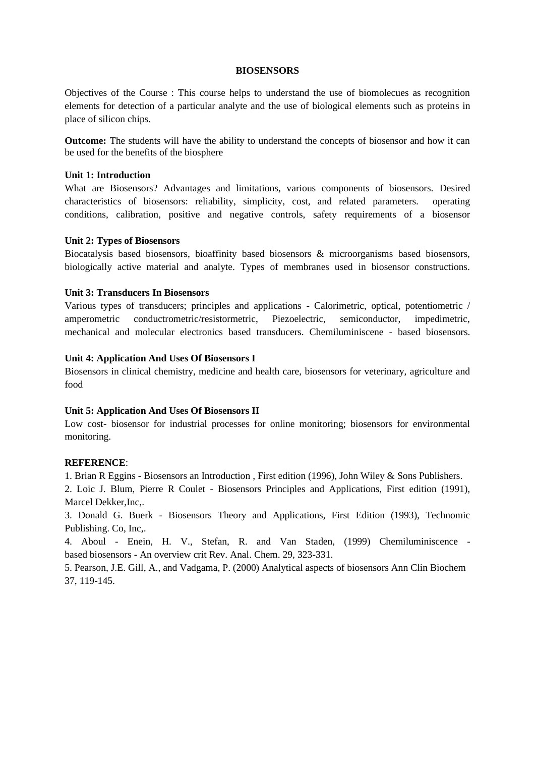# BIOSENSORS

Objectives of the Course : This course helps to understand the use of biomolecues as recognition elements for detection of a particular analyte and the use of biological elements such as proteins in place of silicon chips.

**Outcome:** The students will have the ability to understand the concepts of biosensor and how it can be used for the benefits of the biosphere

**Unit 1: Introduction**

What are Biosensors? Advantages and limitations, various components of biosensors. Desired characteristics of biosensors: reliability, simplicity, cost, and related parameters. operating conditions, calibration, positive and negative controls, safety requirements of a biosensor

**Unit 2: Types of Biosensors**

Biocatalysis based biosensors, bioaffinity based biosensors & microorganisms based biosensors, biologically active material and analyte. Types of membranes used in biosensor constructions.

**Unit 3: Transducers In Biosensors**

Various types of transducers; principles and applications - Calorimetric, optical, potentiometric / amperometric conductrometric/resistormetric, Piezoelectric, semiconductor, impedimetric, mechanical and molecular electronics based transducers. Chemiluminiscene - based biosensors.

**Unit 4: Application And Uses Of Biosensors I**

Biosensors in clinical chemistry, medicine and health care, biosensors for veterinary, agriculture and food

**Unit 5: Application And Uses Of Biosensors II**

Low cost- biosensor for industrial processes for online monitoring; biosensors for environmental monitoring.

**REFERENCE**:

1. Brian R Eggins - Biosensors an Introduction , First edition (1996), John Wiley & Sons Publishers.
2. Loic J. Blum, Pierre R Coulet - Biosensors Principles and Applications, First edition (1991), Marcel Dekker,Inc,.
3. Donald G. Buerk - Biosensors Theory and Applications, First Edition (1993), Technomic Publishing. Co, Inc,.
4. Aboul - Enein, H. V., Stefan, R. and Van Staden, (1999) Chemiluminiscence - based biosensors - An overview crit Rev. Anal. Chem. 29, 323-331.
5. Pearson, J.E. Gill, A., and Vadgama, P. (2000) Analytical aspects of biosensors Ann Clin Biochem 37, 119-145.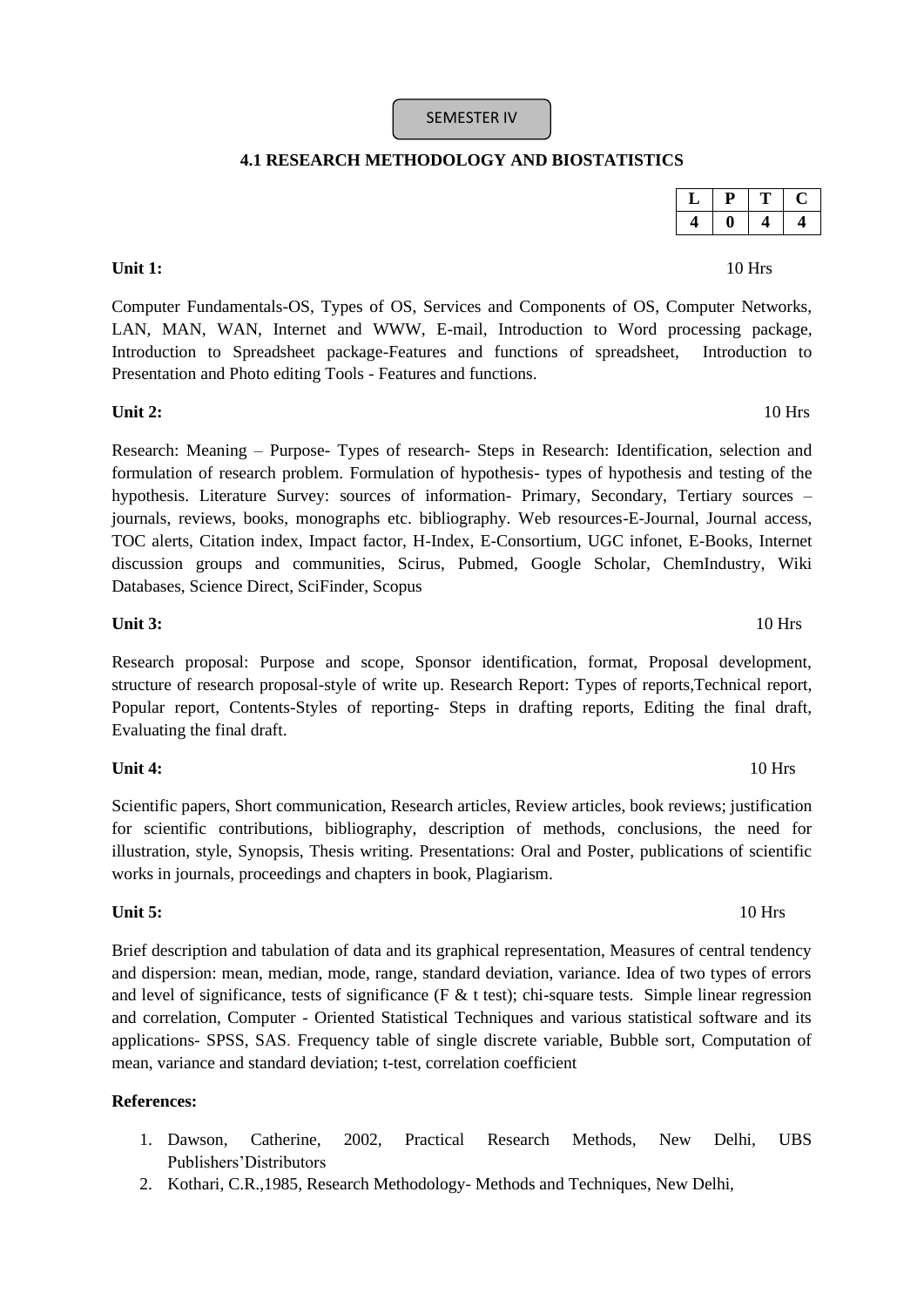SEMESTER IV

## 4.1 RESEARCH METHODOLOGY AND BIOSTATISTICS

| L | P | T | C |
|---|---|---|---|
| 4 | 0 | 4 | 4 |

**Unit 1:** 10 Hrs

Computer Fundamentals-OS, Types of OS, Services and Components of OS, Computer Networks, LAN, MAN, WAN, Internet and WWW, E-mail, Introduction to Word processing package, Introduction to Spreadsheet package-Features and functions of spreadsheet, Introduction to Presentation and Photo editing Tools - Features and functions.

**Unit 2:** 10 Hrs

Research: Meaning – Purpose- Types of research- Steps in Research: Identification, selection and formulation of research problem. Formulation of hypothesis- types of hypothesis and testing of the hypothesis. Literature Survey: sources of information- Primary, Secondary, Tertiary sources – journals, reviews, books, monographs etc. bibliography. Web resources-E-Journal, Journal access, TOC alerts, Citation index, Impact factor, H-Index, E-Consortium, UGC infonet, E-Books, Internet discussion groups and communities, Scirus, Pubmed, Google Scholar, ChemIndustry, Wiki Databases, Science Direct, SciFinder, Scopus

**Unit 3:** 10 Hrs

Research proposal: Purpose and scope, Sponsor identification, format, Proposal development, structure of research proposal-style of write up. Research Report: Types of reports,Technical report, Popular report, Contents-Styles of reporting- Steps in drafting reports, Editing the final draft, Evaluating the final draft.

**Unit 4:** 10 Hrs

Scientific papers, Short communication, Research articles, Review articles, book reviews; justification for scientific contributions, bibliography, description of methods, conclusions, the need for illustration, style, Synopsis, Thesis writing. Presentations: Oral and Poster, publications of scientific works in journals, proceedings and chapters in book, Plagiarism.

**Unit 5:** 10 Hrs

Brief description and tabulation of data and its graphical representation, Measures of central tendency and dispersion: mean, median, mode, range, standard deviation, variance. Idea of two types of errors and level of significance, tests of significance (F & t test); chi-square tests. Simple linear regression and correlation, Computer - Oriented Statistical Techniques and various statistical software and its applications- SPSS, SAS. Frequency table of single discrete variable, Bubble sort, Computation of mean, variance and standard deviation; t-test, correlation coefficient

**References:**

1. Dawson, Catherine, 2002, Practical Research Methods, New Delhi, UBS Publishers'Distributors
2. Kothari, C.R.,1985, Research Methodology- Methods and Techniques, New Delhi,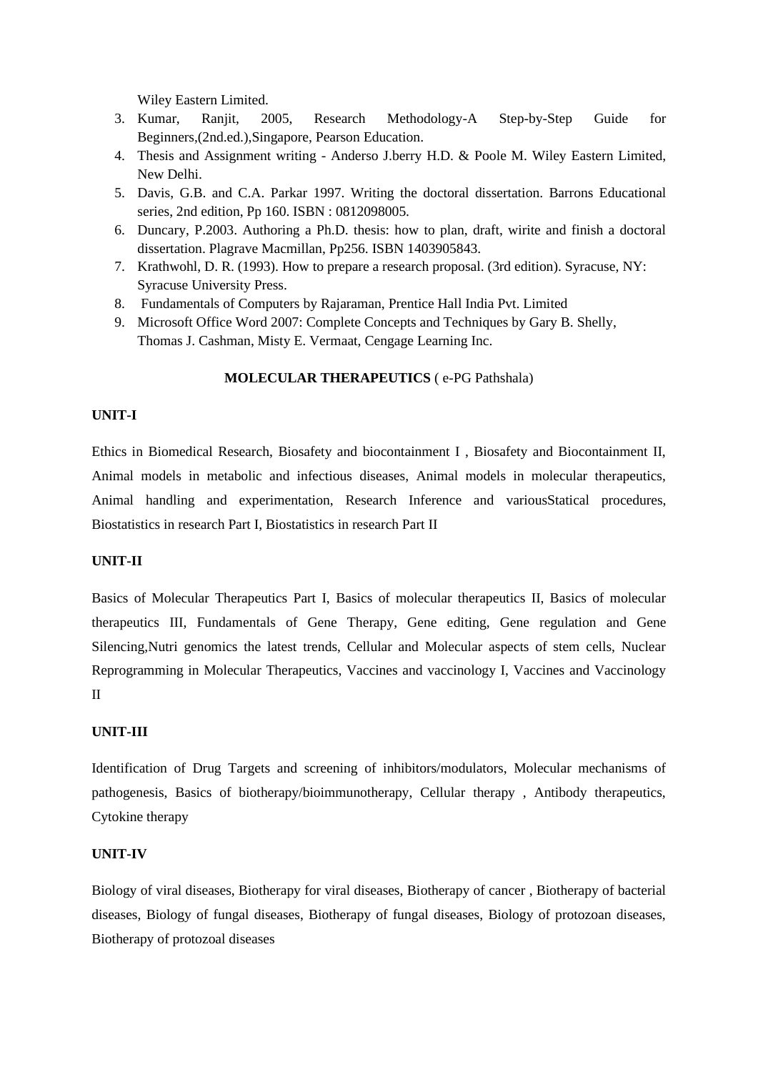Wiley Eastern Limited.

3. Kumar, Ranjit, 2005, Research Methodology-A Step-by-Step Guide for Beginners,(2nd.ed.),Singapore, Pearson Education.
4. Thesis and Assignment writing - Anderso J.berry H.D. & Poole M. Wiley Eastern Limited, New Delhi.
5. Davis, G.B. and C.A. Parkar 1997. Writing the doctoral dissertation. Barrons Educational series, 2nd edition, Pp 160. ISBN : 0812098005.
6. Duncary, P.2003. Authoring a Ph.D. thesis: how to plan, draft, wirite and finish a doctoral dissertation. Plagrave Macmillan, Pp256. ISBN 1403905843.
7. Krathwohl, D. R. (1993). How to prepare a research proposal. (3rd edition). Syracuse, NY: Syracuse University Press.
8. Fundamentals of Computers by Rajaraman, Prentice Hall India Pvt. Limited
9. Microsoft Office Word 2007: Complete Concepts and Techniques by Gary B. Shelly, Thomas J. Cashman, Misty E. Vermaat, Cengage Learning Inc.

## **MOLECULAR THERAPEUTICS** ( e-PG Pathshala)

**UNIT-I**

Ethics in Biomedical Research, Biosafety and biocontainment I , Biosafety and Biocontainment II, Animal models in metabolic and infectious diseases, Animal models in molecular therapeutics, Animal handling and experimentation, Research Inference and variousStatical procedures, Biostatistics in research Part I, Biostatistics in research Part II

**UNIT-II**

Basics of Molecular Therapeutics Part I, Basics of molecular therapeutics II, Basics of molecular therapeutics III, Fundamentals of Gene Therapy, Gene editing, Gene regulation and Gene Silencing,Nutri genomics the latest trends, Cellular and Molecular aspects of stem cells, Nuclear Reprogramming in Molecular Therapeutics, Vaccines and vaccinology I, Vaccines and Vaccinology II

**UNIT-III**

Identification of Drug Targets and screening of inhibitors/modulators, Molecular mechanisms of pathogenesis, Basics of biotherapy/bioimmunotherapy, Cellular therapy , Antibody therapeutics, Cytokine therapy

**UNIT-IV**

Biology of viral diseases, Biotherapy for viral diseases, Biotherapy of cancer , Biotherapy of bacterial diseases, Biology of fungal diseases, Biotherapy of fungal diseases, Biology of protozoan diseases, Biotherapy of protozoal diseases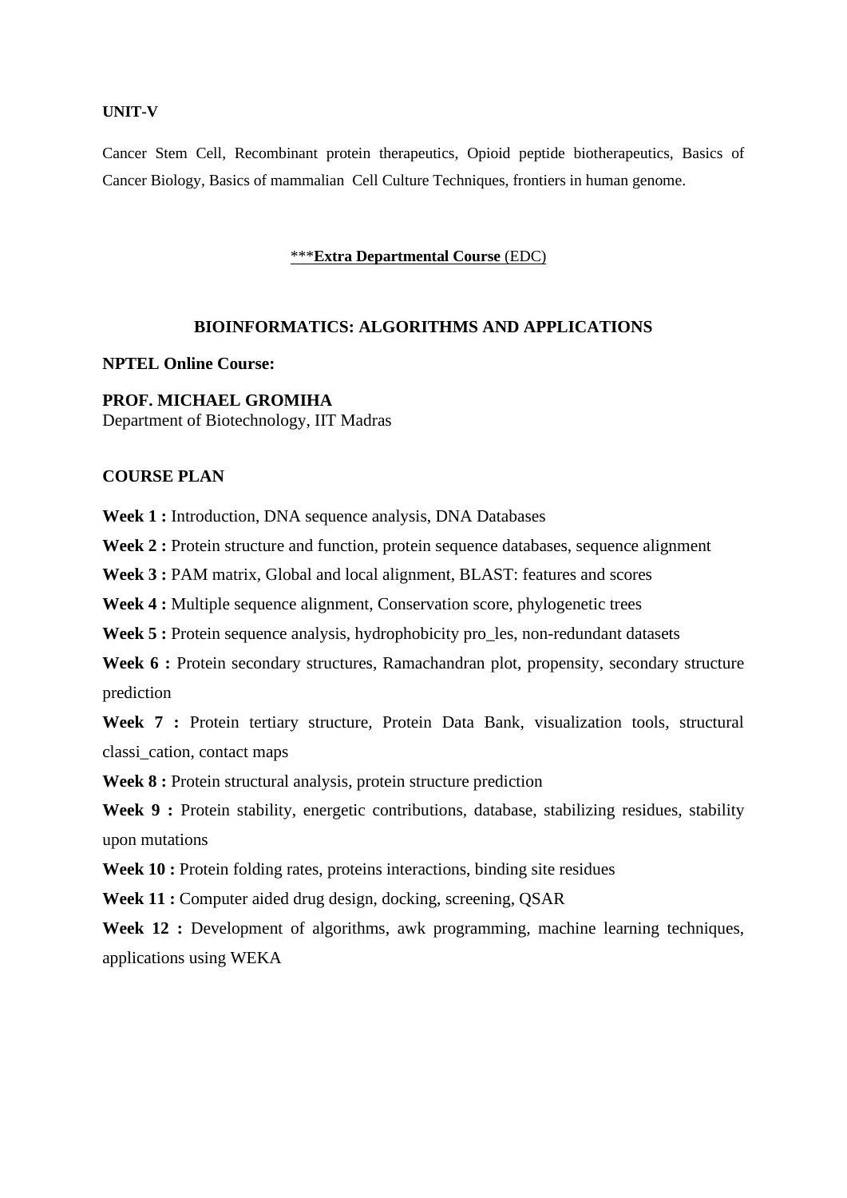**UNIT-V**

Cancer Stem Cell, Recombinant protein therapeutics, Opioid peptide biotherapeutics, Basics of Cancer Biology, Basics of mammalian Cell Culture Techniques, frontiers in human genome.

<u>\*\*\***Extra Departmental Course** (EDC)</u>

## BIOINFORMATICS: ALGORITHMS AND APPLICATIONS

**NPTEL Online Course:**

**PROF. MICHAEL GROMIHA**
Department of Biotechnology, IIT Madras

### COURSE PLAN

**Week 1 :** Introduction, DNA sequence analysis, DNA Databases

**Week 2 :** Protein structure and function, protein sequence databases, sequence alignment

**Week 3 :** PAM matrix, Global and local alignment, BLAST: features and scores

**Week 4 :** Multiple sequence alignment, Conservation score, phylogenetic trees

**Week 5 :** Protein sequence analysis, hydrophobicity pro_les, non-redundant datasets

**Week 6 :** Protein secondary structures, Ramachandran plot, propensity, secondary structure prediction

**Week 7 :** Protein tertiary structure, Protein Data Bank, visualization tools, structural classi_cation, contact maps

**Week 8 :** Protein structural analysis, protein structure prediction

**Week 9 :** Protein stability, energetic contributions, database, stabilizing residues, stability upon mutations

**Week 10 :** Protein folding rates, proteins interactions, binding site residues

**Week 11 :** Computer aided drug design, docking, screening, QSAR

**Week 12 :** Development of algorithms, awk programming, machine learning techniques, applications using WEKA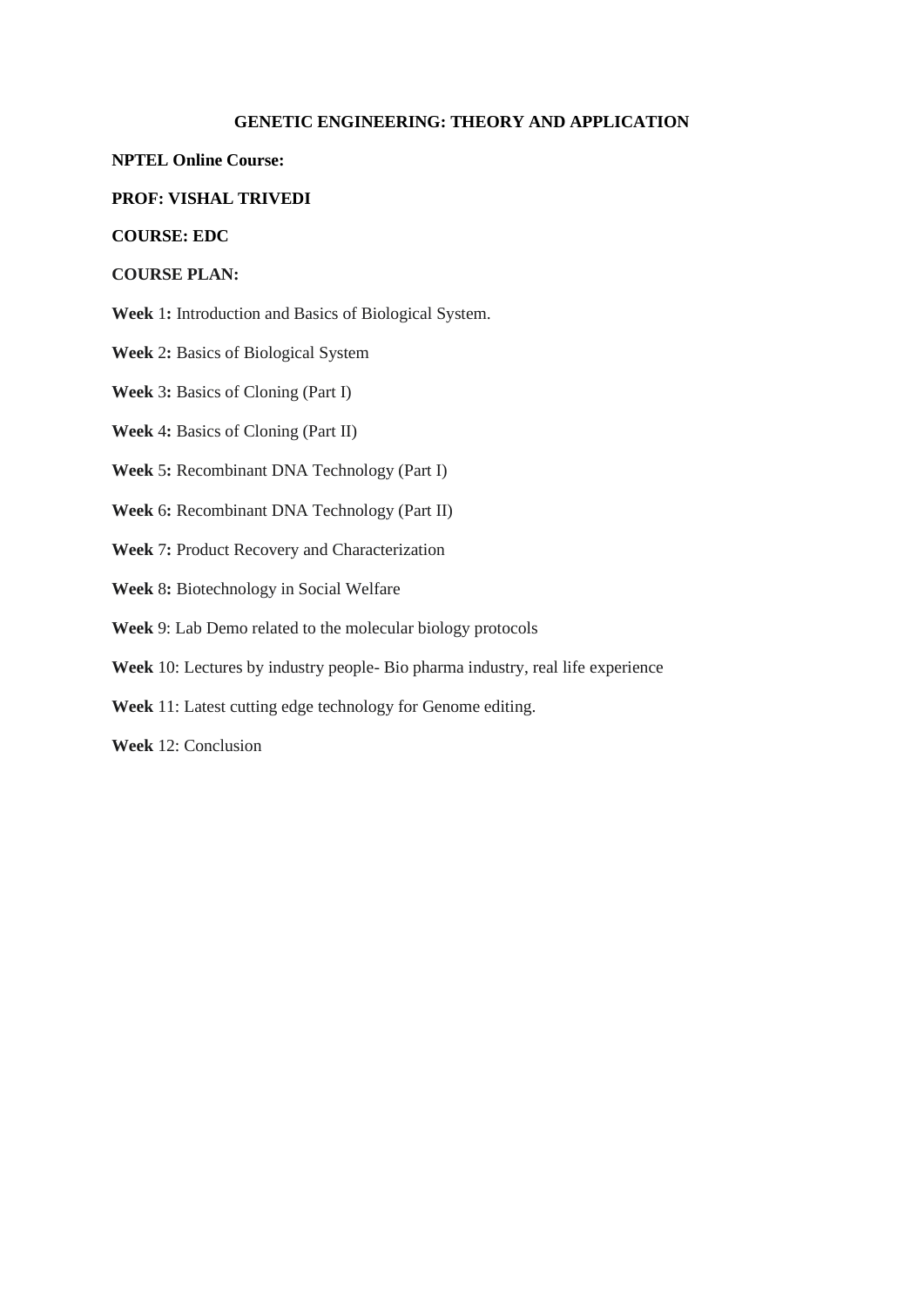# GENETIC ENGINEERING: THEORY AND APPLICATION

**NPTEL Online Course:**

**PROF: VISHAL TRIVEDI**

**COURSE: EDC**

**COURSE PLAN:**

**Week 1:** Introduction and Basics of Biological System.

**Week 2:** Basics of Biological System

**Week 3:** Basics of Cloning (Part I)

**Week 4:** Basics of Cloning (Part II)

**Week 5:** Recombinant DNA Technology (Part I)

**Week 6:** Recombinant DNA Technology (Part II)

**Week 7:** Product Recovery and Characterization

**Week 8:** Biotechnology in Social Welfare

**Week** 9: Lab Demo related to the molecular biology protocols

**Week** 10: Lectures by industry people- Bio pharma industry, real life experience

**Week** 11: Latest cutting edge technology for Genome editing.

**Week** 12: Conclusion